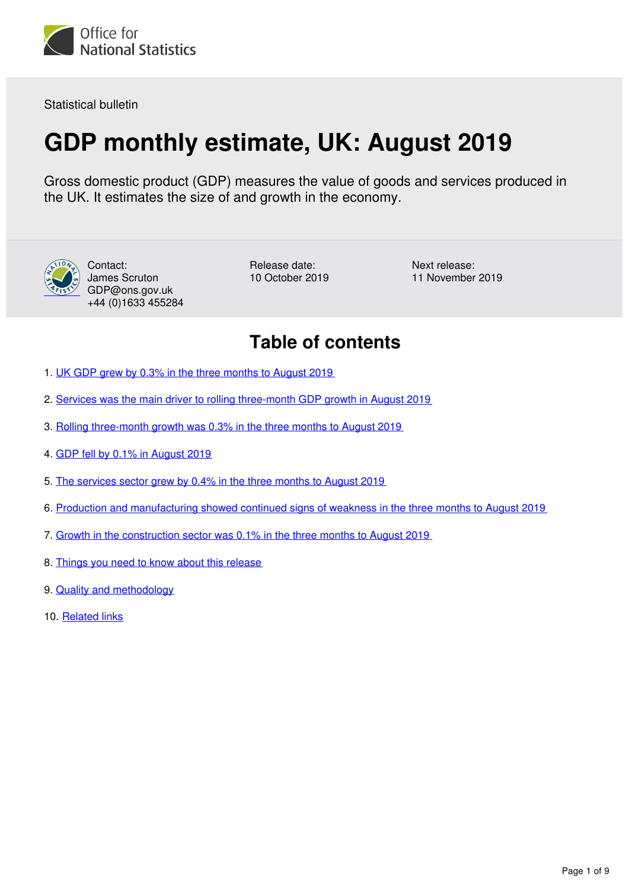Statistical bulletin

# GDP monthly estimate, UK: August 2019

Gross domestic product (GDP) measures the value of goods and services produced in the UK. It estimates the size of and growth in the economy.

Contact:
James Scruton
GDP@ons.gov.uk
+44 (0)1633 455284

Release date:
10 October 2019

Next release:
11 November 2019

## Table of contents

1. UK GDP grew by 0.3% in the three months to August 2019
2. Services was the main driver to rolling three-month GDP growth in August 2019
3. Rolling three-month growth was 0.3% in the three months to August 2019
4. GDP fell by 0.1% in August 2019
5. The services sector grew by 0.4% in the three months to August 2019
6. Production and manufacturing showed continued signs of weakness in the three months to August 2019
7. Growth in the construction sector was 0.1% in the three months to August 2019
8. Things you need to know about this release
9. Quality and methodology
10. Related links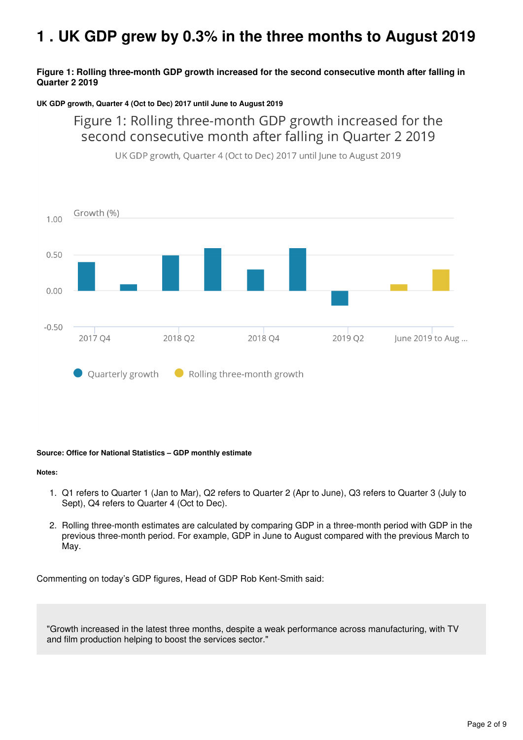# 1 . UK GDP grew by 0.3% in the three months to August 2019

**Figure 1: Rolling three-month GDP growth increased for the second consecutive month after falling in Quarter 2 2019**

**UK GDP growth, Quarter 4 (Oct to Dec) 2017 until June to August 2019**

Figure 1: Rolling three-month GDP growth increased for the second consecutive month after falling in Quarter 2 2019

UK GDP growth, Quarter 4 (Oct to Dec) 2017 until June to August 2019

**Source: Office for National Statistics – GDP monthly estimate**

**Notes:**

1. Q1 refers to Quarter 1 (Jan to Mar), Q2 refers to Quarter 2 (Apr to June), Q3 refers to Quarter 3 (July to Sept), Q4 refers to Quarter 4 (Oct to Dec).

2. Rolling three-month estimates are calculated by comparing GDP in a three-month period with GDP in the previous three-month period. For example, GDP in June to August compared with the previous March to May.

Commenting on today's GDP figures, Head of GDP Rob Kent-Smith said:

> "Growth increased in the latest three months, despite a weak performance across manufacturing, with TV and film production helping to boost the services sector."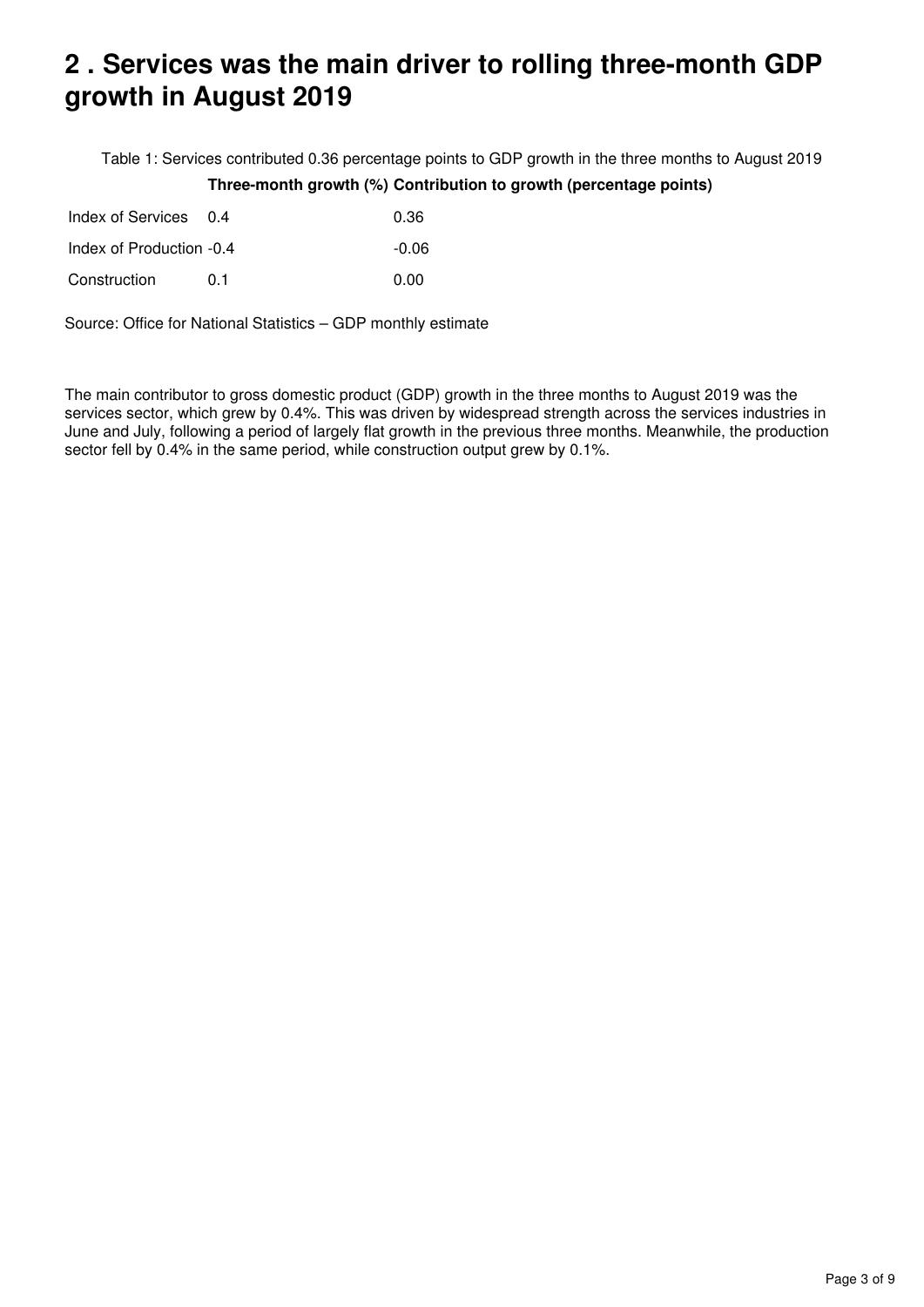## 2 . Services was the main driver to rolling three-month GDP growth in August 2019

Table 1: Services contributed 0.36 percentage points to GDP growth in the three months to August 2019

| | Three-month growth (%) | Contribution to growth (percentage points) |
|---|---|---|
| Index of Services | 0.4 | 0.36 |
| Index of Production | -0.4 | -0.06 |
| Construction | 0.1 | 0.00 |

Source: Office for National Statistics – GDP monthly estimate

The main contributor to gross domestic product (GDP) growth in the three months to August 2019 was the services sector, which grew by 0.4%. This was driven by widespread strength across the services industries in June and July, following a period of largely flat growth in the previous three months. Meanwhile, the production sector fell by 0.4% in the same period, while construction output grew by 0.1%.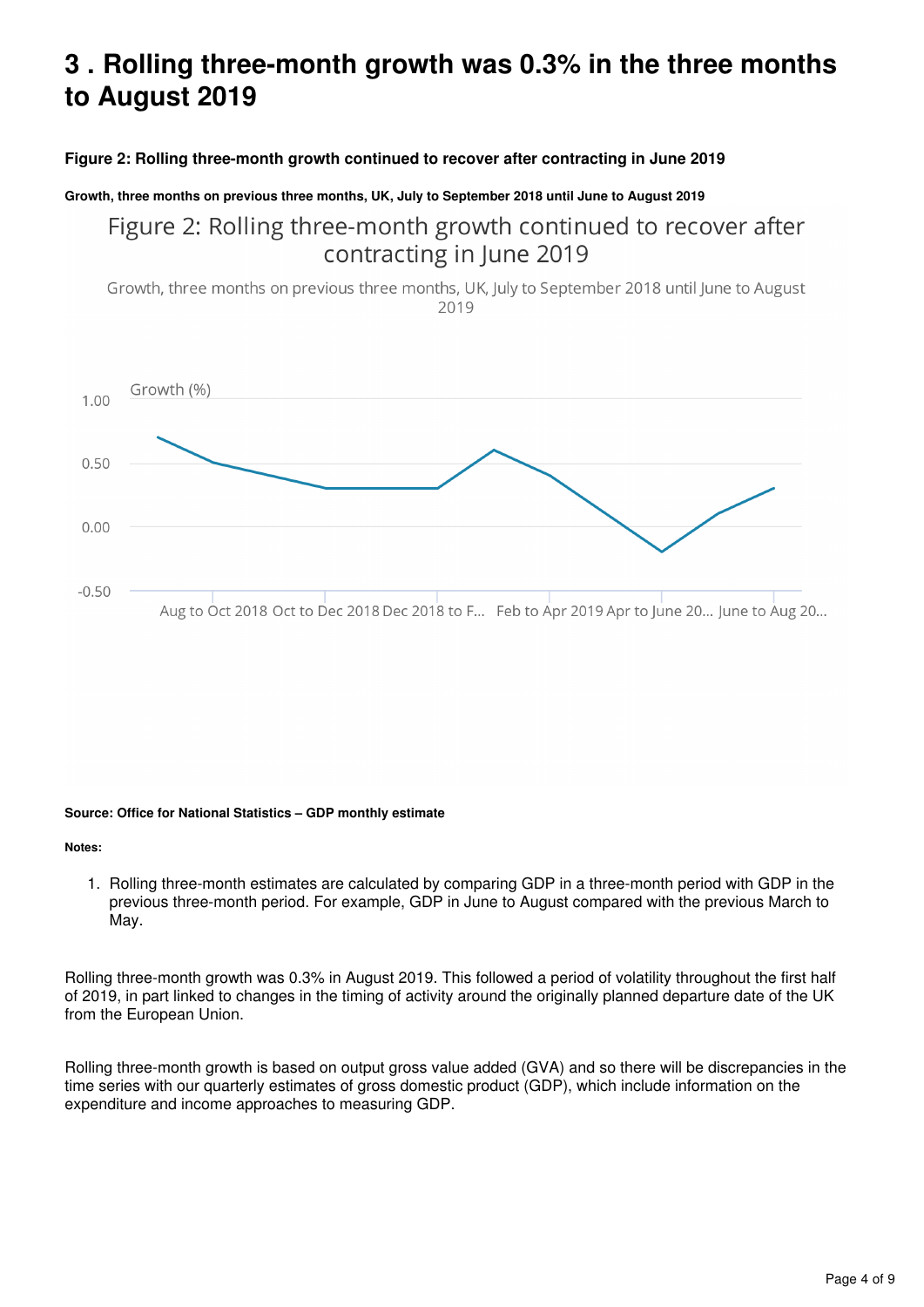## 3 . Rolling three-month growth was 0.3% in the three months to August 2019

**Figure 2: Rolling three-month growth continued to recover after contracting in June 2019**

**Growth, three months on previous three months, UK, July to September 2018 until June to August 2019**

Figure 2: Rolling three-month growth continued to recover after contracting in June 2019

Growth, three months on previous three months, UK, July to September 2018 until June to August 2019

Growth (%)

1.00

0.50

0.00

-0.50

Aug to Oct 2018 Oct to Dec 2018 Dec 2018 to F... Feb to Apr 2019 Apr to June 20... June to Aug 20...

**Source: Office for National Statistics – GDP monthly estimate**

**Notes:**

1. Rolling three-month estimates are calculated by comparing GDP in a three-month period with GDP in the previous three-month period. For example, GDP in June to August compared with the previous March to May.

Rolling three-month growth was 0.3% in August 2019. This followed a period of volatility throughout the first half of 2019, in part linked to changes in the timing of activity around the originally planned departure date of the UK from the European Union.

Rolling three-month growth is based on output gross value added (GVA) and so there will be discrepancies in the time series with our quarterly estimates of gross domestic product (GDP), which include information on the expenditure and income approaches to measuring GDP.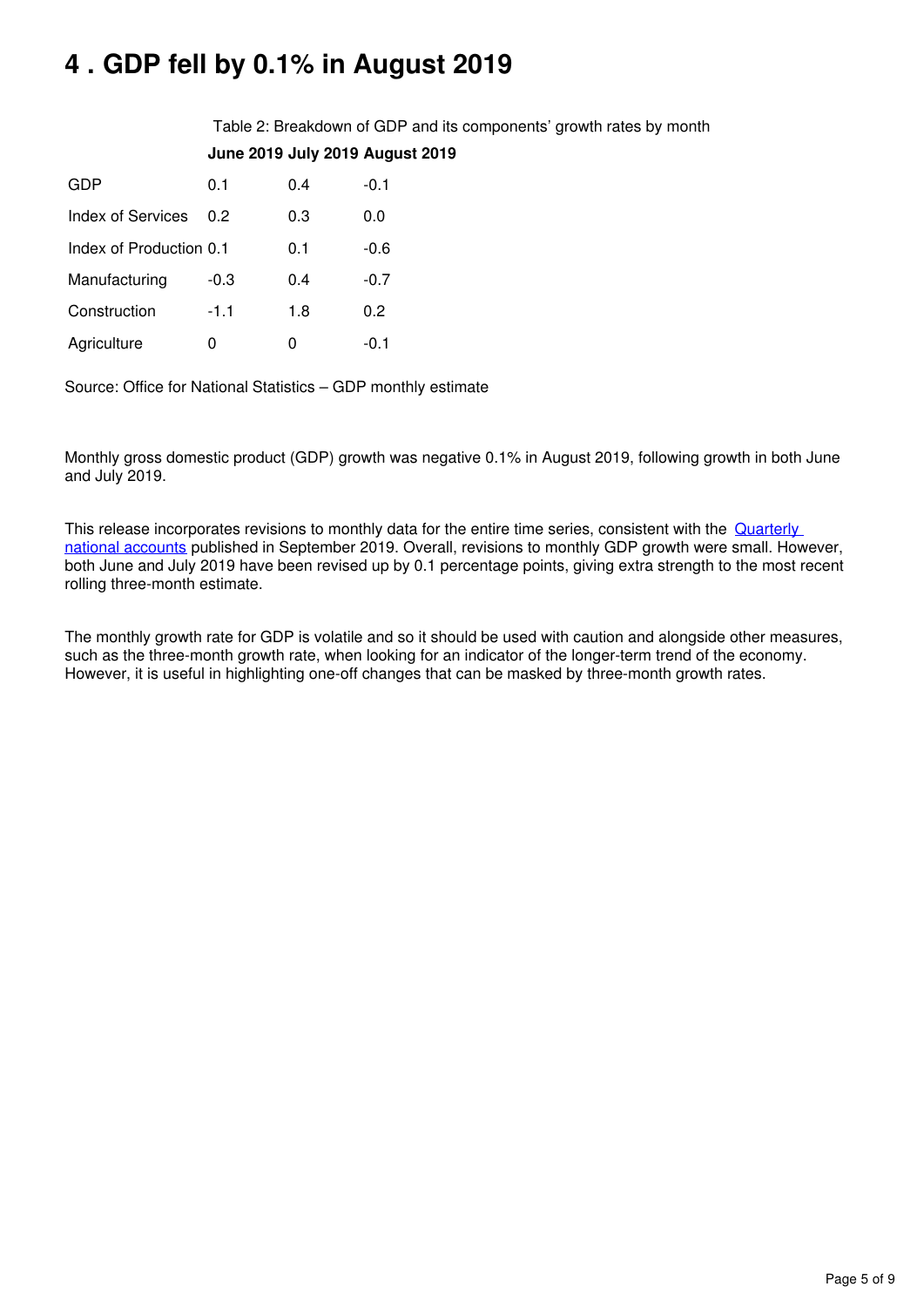# 4 . GDP fell by 0.1% in August 2019

Table 2: Breakdown of GDP and its components' growth rates by month

| | June 2019 | July 2019 | August 2019 |
|---|---|---|---|
| GDP | 0.1 | 0.4 | -0.1 |
| Index of Services | 0.2 | 0.3 | 0.0 |
| Index of Production | 0.1 | 0.1 | -0.6 |
| Manufacturing | -0.3 | 0.4 | -0.7 |
| Construction | -1.1 | 1.8 | 0.2 |
| Agriculture | 0 | 0 | -0.1 |

Source: Office for National Statistics – GDP monthly estimate

Monthly gross domestic product (GDP) growth was negative 0.1% in August 2019, following growth in both June and July 2019.

This release incorporates revisions to monthly data for the entire time series, consistent with the Quarterly national accounts published in September 2019. Overall, revisions to monthly GDP growth were small. However, both June and July 2019 have been revised up by 0.1 percentage points, giving extra strength to the most recent rolling three-month estimate.

The monthly growth rate for GDP is volatile and so it should be used with caution and alongside other measures, such as the three-month growth rate, when looking for an indicator of the longer-term trend of the economy. However, it is useful in highlighting one-off changes that can be masked by three-month growth rates.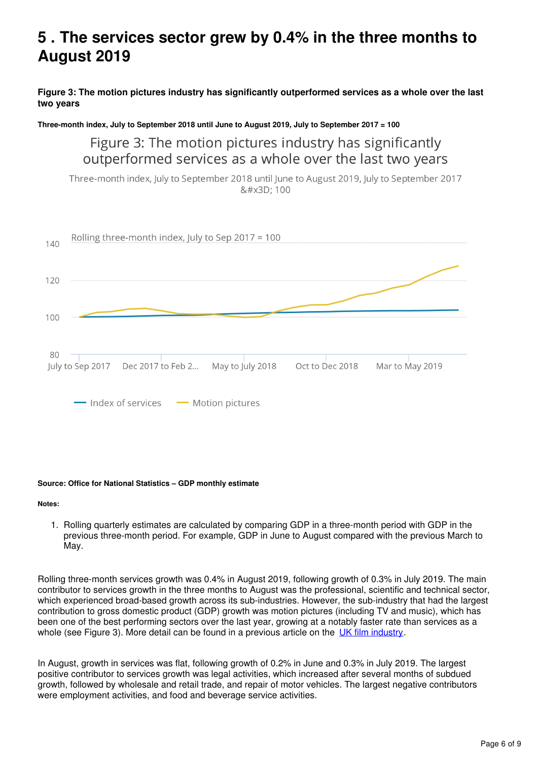# 5 . The services sector grew by 0.4% in the three months to August 2019

**Figure 3: The motion pictures industry has significantly outperformed services as a whole over the last two years**

**Three-month index, July to September 2018 until June to August 2019, July to September 2017 = 100**

Figure 3: The motion pictures industry has significantly outperformed services as a whole over the last two years

Three-month index, July to September 2018 until June to August 2019, July to September 2017 &#x3D; 100

Rolling three-month index, July to Sep 2017 = 100

140

120

100

80

July to Sep 2017 | Dec 2017 to Feb 2... | May to July 2018 | Oct to Dec 2018 | Mar to May 2019

Index of services | Motion pictures

**Source: Office for National Statistics – GDP monthly estimate**

**Notes:**

1. Rolling quarterly estimates are calculated by comparing GDP in a three-month period with GDP in the previous three-month period. For example, GDP in June to August compared with the previous March to May.

Rolling three-month services growth was 0.4% in August 2019, following growth of 0.3% in July 2019. The main contributor to services growth in the three months to August was the professional, scientific and technical sector, which experienced broad-based growth across its sub-industries. However, the sub-industry that had the largest contribution to gross domestic product (GDP) growth was motion pictures (including TV and music), which has been one of the best performing sectors over the last year, growing at a notably faster rate than services as a whole (see Figure 3). More detail can be found in a previous article on the UK film industry.

In August, growth in services was flat, following growth of 0.2% in June and 0.3% in July 2019. The largest positive contributor to services growth was legal activities, which increased after several months of subdued growth, followed by wholesale and retail trade, and repair of motor vehicles. The largest negative contributors were employment activities, and food and beverage service activities.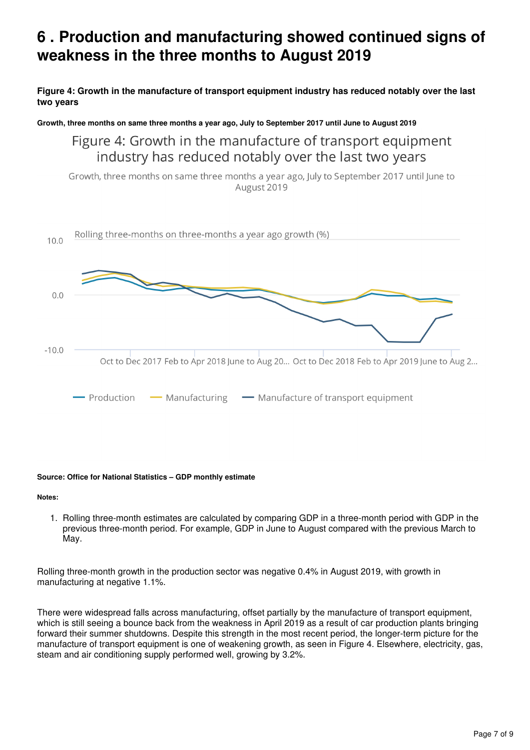# 6 . Production and manufacturing showed continued signs of weakness in the three months to August 2019

**Figure 4: Growth in the manufacture of transport equipment industry has reduced notably over the last two years**

**Growth, three months on same three months a year ago, July to September 2017 until June to August 2019**

**Source: Office for National Statistics – GDP monthly estimate**

**Notes:**

1. Rolling three-month estimates are calculated by comparing GDP in a three-month period with GDP in the previous three-month period. For example, GDP in June to August compared with the previous March to May.

Rolling three-month growth in the production sector was negative 0.4% in August 2019, with growth in manufacturing at negative 1.1%.

There were widespread falls across manufacturing, offset partially by the manufacture of transport equipment, which is still seeing a bounce back from the weakness in April 2019 as a result of car production plants bringing forward their summer shutdowns. Despite this strength in the most recent period, the longer-term picture for the manufacture of transport equipment is one of weakening growth, as seen in Figure 4. Elsewhere, electricity, gas, steam and air conditioning supply performed well, growing by 3.2%.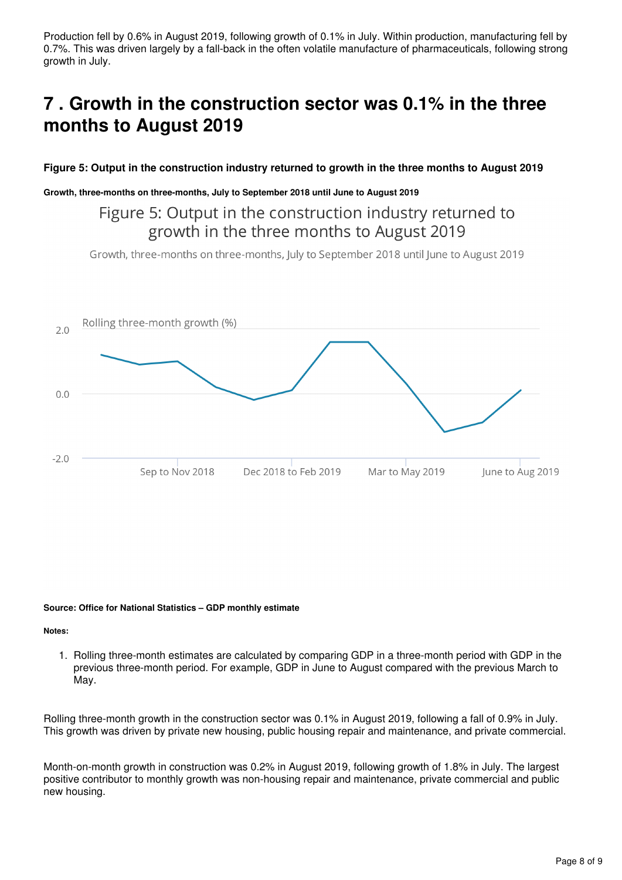Production fell by 0.6% in August 2019, following growth of 0.1% in July. Within production, manufacturing fell by 0.7%. This was driven largely by a fall-back in the often volatile manufacture of pharmaceuticals, following strong growth in July.

## 7 . Growth in the construction sector was 0.1% in the three months to August 2019

**Figure 5: Output in the construction industry returned to growth in the three months to August 2019**

**Growth, three-months on three-months, July to September 2018 until June to August 2019**

**Source: Office for National Statistics – GDP monthly estimate**

**Notes:**

1. Rolling three-month estimates are calculated by comparing GDP in a three-month period with GDP in the previous three-month period. For example, GDP in June to August compared with the previous March to May.

Rolling three-month growth in the construction sector was 0.1% in August 2019, following a fall of 0.9% in July. This growth was driven by private new housing, public housing repair and maintenance, and private commercial.

Month-on-month growth in construction was 0.2% in August 2019, following growth of 1.8% in July. The largest positive contributor to monthly growth was non-housing repair and maintenance, private commercial and public new housing.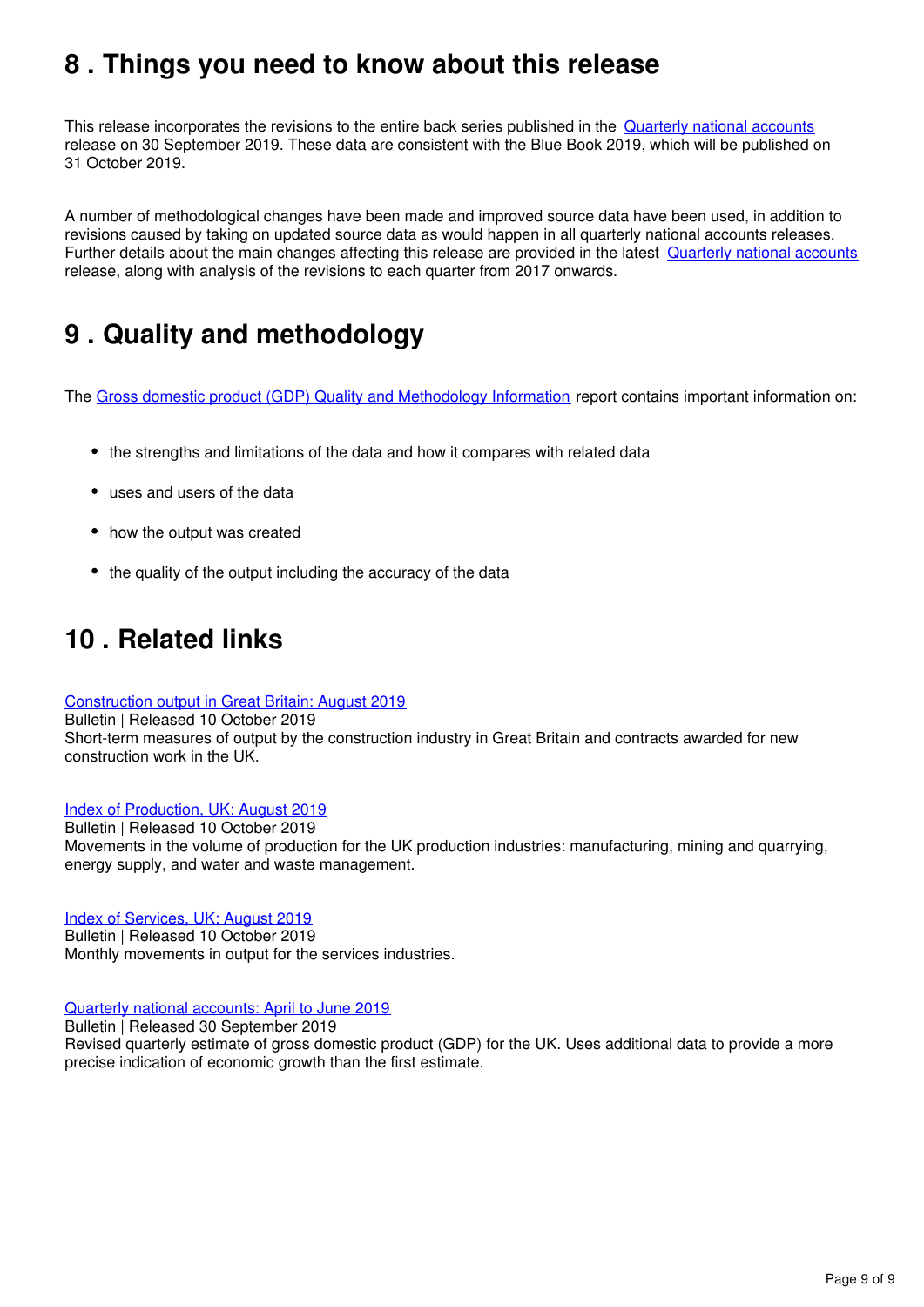## 8 . Things you need to know about this release

This release incorporates the revisions to the entire back series published in the Quarterly national accounts release on 30 September 2019. These data are consistent with the Blue Book 2019, which will be published on 31 October 2019.

A number of methodological changes have been made and improved source data have been used, in addition to revisions caused by taking on updated source data as would happen in all quarterly national accounts releases. Further details about the main changes affecting this release are provided in the latest Quarterly national accounts release, along with analysis of the revisions to each quarter from 2017 onwards.

## 9 . Quality and methodology

The Gross domestic product (GDP) Quality and Methodology Information report contains important information on:

- the strengths and limitations of the data and how it compares with related data
- uses and users of the data
- how the output was created
- the quality of the output including the accuracy of the data

## 10 . Related links

Construction output in Great Britain: August 2019
Bulletin | Released 10 October 2019
Short-term measures of output by the construction industry in Great Britain and contracts awarded for new construction work in the UK.

Index of Production, UK: August 2019
Bulletin | Released 10 October 2019
Movements in the volume of production for the UK production industries: manufacturing, mining and quarrying, energy supply, and water and waste management.

Index of Services, UK: August 2019
Bulletin | Released 10 October 2019
Monthly movements in output for the services industries.

Quarterly national accounts: April to June 2019
Bulletin | Released 30 September 2019
Revised quarterly estimate of gross domestic product (GDP) for the UK. Uses additional data to provide a more precise indication of economic growth than the first estimate.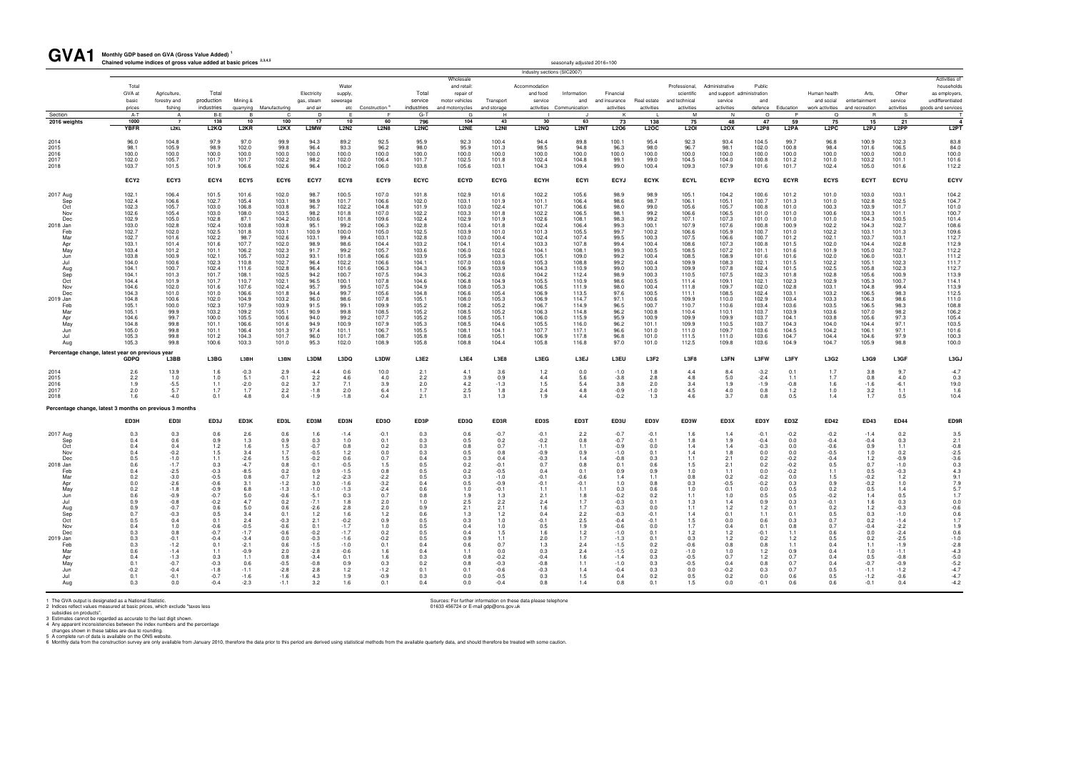# GVA1 Monthly GDP based on GVA (Gross Value Added)[1]

**Chained volume indices of gross value added at basic prices [2,3,4,5]**

seasonally adjusted 2016=100

Industry sections (SIC2007)

| | Total GVA at basic prices | Agriculture, forestry and fishing | Total production industries | Mining & quarrying | Manufacturing | Electricity gas, steam and air | Water supply, sewerage etc | Construction [6] | Total service industries | Wholesale and retail: repair of motor vehicles and motorcycles | Transport and storage | Accommodation and food service activities | Information and Communication | Financial and insurance activities | Real estate activities | Professional, scientific and technical activities | Administrative and support service activities | Public administration and defence | Education | Human health and social work activities | Arts, entertainment and recreation | Other service activities | Activities of households as employers, undifferentiated goods and services |
|---|---|---|---|---|---|---|---|---|---|---|---|---|---|---|---|---|---|---|---|---|---|---|---|
| Section | A-T | A | B-E | B | C | D | E | F | G-T | G | H | I | J | K | L | M | N | O | P | Q | R | S | T |
| 2016 weights | 1000 | 7 | 138 | 10 | 100 | 17 | 10 | 60 | 796 | 104 | 43 | 30 | 63 | 73 | 138 | 75 | 48 | 47 | 59 | 75 | 15 | 21 | 4 |
| | YBFR | L2KL | L2KQ | L2KR | L2KX | L2MW | L2N2 | L2N8 | L2NC | L2NE | L2NI | L2NQ | L2NT | L2O6 | L2OC | L2OI | L2OX | L2P8 | L2PA | L2PC | L2PJ | L2PP | L2PT |
| 2014 | 96.0 | 104.8 | 97.9 | 97.0 | 99.9 | 94.3 | 89.2 | 92.5 | 95.9 | 92.3 | 100.4 | 94.4 | 89.8 | 100.1 | 95.4 | 92.3 | 93.4 | 104.5 | 99.7 | 96.8 | 100.9 | 102.3 | 83.8 |
| 2015 | 98.1 | 105.9 | 98.9 | 102.0 | 99.8 | 96.4 | 93.3 | 96.2 | 98.0 | 95.9 | 101.3 | 98.5 | 94.8 | 96.3 | 98.0 | 96.7 | 98.1 | 102.0 | 100.8 | 98.4 | 101.6 | 106.5 | 84.0 |
| 2016 | 100.0 | 100.0 | 100.0 | 100.0 | 100.0 | 100.0 | 100.0 | 100.0 | 100.0 | 100.0 | 100.0 | 100.0 | 100.0 | 100.0 | 100.0 | 100.0 | 100.0 | 100.0 | 100.0 | 100.0 | 100.0 | 100.0 | 100.0 |
| 2017 | 102.0 | 105.7 | 101.7 | 101.7 | 102.2 | 98.2 | 102.0 | 106.4 | 101.7 | 102.5 | 101.8 | 102.4 | 104.8 | 99.1 | 99.0 | 104.5 | 104.0 | 100.8 | 101.2 | 101.0 | 103.2 | 101.1 | 101.6 |
| 2018 | 103.7 | 101.5 | 101.9 | 106.6 | 102.6 | 96.4 | 100.2 | 106.0 | 103.8 | 105.6 | 103.1 | 104.3 | 109.4 | 99.0 | 100.4 | 109.3 | 107.9 | 101.6 | 101.7 | 102.4 | 105.0 | 101.6 | 112.2 |
| | ECY2 | ECY3 | ECY4 | ECY5 | ECY6 | ECY7 | ECY8 | ECY9 | ECYC | ECYD | ECYG | ECYH | ECYI | ECYJ | ECYK | ECYL | ECYP | ECYQ | ECYR | ECYS | ECYT | ECYU | ECYV |
| 2017 Aug | 102.1 | 106.4 | 101.5 | 101.6 | 102.0 | 98.7 | 100.5 | 107.0 | 101.8 | 102.9 | 101.6 | 102.2 | 105.6 | 98.9 | 98.9 | 105.1 | 104.2 | 100.6 | 101.2 | 101.0 | 103.0 | 103.1 | 104.2 |
| Sep | 102.4 | 106.6 | 102.7 | 105.4 | 103.1 | 98.9 | 101.7 | 106.6 | 102.0 | 103.1 | 101.9 | 101.1 | 106.4 | 98.6 | 98.7 | 106.1 | 105.1 | 100.7 | 101.3 | 101.0 | 102.8 | 102.5 | 104.7 |
| Oct | 102.3 | 105.7 | 103.0 | 106.8 | 103.8 | 96.7 | 102.2 | 104.8 | 101.9 | 103.0 | 102.4 | 101.7 | 106.6 | 98.0 | 99.0 | 105.6 | 105.7 | 100.8 | 101.0 | 100.3 | 103.9 | 101.7 | 101.0 |
| Nov | 102.6 | 105.4 | 103.0 | 108.0 | 103.5 | 98.2 | 101.8 | 107.0 | 102.2 | 103.3 | 101.8 | 102.2 | 106.5 | 98.1 | 99.2 | 106.6 | 106.5 | 101.0 | 101.0 | 100.6 | 103.3 | 101.1 | 100.7 |
| Dec | 102.9 | 105.0 | 102.8 | 87.1 | 104.2 | 100.6 | 101.8 | 109.6 | 102.4 | 102.9 | 101.9 | 102.6 | 108.1 | 98.3 | 99.2 | 107.1 | 107.3 | 101.0 | 101.0 | 101.0 | 104.3 | 100.5 | 101.4 |
| 2018 Jan | 103.0 | 102.8 | 102.4 | 103.8 | 103.8 | 95.1 | 99.2 | 106.3 | 102.8 | 103.4 | 101.8 | 102.4 | 106.4 | 99.3 | 100.1 | 107.9 | 107.6 | 100.8 | 100.9 | 102.2 | 104.3 | 102.7 | 108.6 |
| Feb | 102.7 | 102.0 | 102.5 | 101.8 | 103.1 | 100.9 | 100.0 | 105.0 | 102.5 | 103.9 | 101.0 | 101.3 | 105.5 | 99.7 | 100.2 | 106.6 | 105.9 | 100.7 | 101.0 | 102.2 | 103.1 | 101.3 | 109.6 |
| Mar | 102.7 | 101.6 | 102.2 | 98.7 | 102.6 | 103.1 | 99.4 | 103.1 | 102.8 | 103.0 | 100.4 | 102.4 | 107.4 | 99.5 | 100.3 | 107.5 | 106.6 | 100.7 | 101.2 | 102.1 | 103.7 | 103.1 | 112.7 |
| Apr | 103.1 | 101.4 | 101.6 | 107.7 | 102.0 | 98.9 | 98.6 | 104.4 | 103.2 | 104.1 | 101.4 | 103.3 | 107.8 | 99.4 | 100.4 | 108.6 | 107.3 | 100.8 | 101.5 | 102.0 | 104.4 | 102.8 | 112.9 |
| May | 103.4 | 101.2 | 101.1 | 106.2 | 102.3 | 91.7 | 99.2 | 105.7 | 103.6 | 106.0 | 102.6 | 104.1 | 108.1 | 99.3 | 100.5 | 108.5 | 107.2 | 101.1 | 101.6 | 101.9 | 105.0 | 102.7 | 112.2 |
| Jun | 103.8 | 100.9 | 102.1 | 105.7 | 103.2 | 93.1 | 101.8 | 106.6 | 103.9 | 105.9 | 103.3 | 105.1 | 109.0 | 99.2 | 100.4 | 108.5 | 108.9 | 101.6 | 101.6 | 102.0 | 106.0 | 103.1 | 111.2 |
| Jul | 104.0 | 100.6 | 102.3 | 110.8 | 102.7 | 96.4 | 102.2 | 106.6 | 104.1 | 107.0 | 103.6 | 105.3 | 108.8 | 99.2 | 100.4 | 109.9 | 108.3 | 102.1 | 101.5 | 102.2 | 105.1 | 102.3 | 111.7 |
| Aug | 104.1 | 100.7 | 102.4 | 111.6 | 102.8 | 96.4 | 101.6 | 106.3 | 104.3 | 106.9 | 103.9 | 104.3 | 110.9 | 99.0 | 100.3 | 109.9 | 107.8 | 102.4 | 101.5 | 102.5 | 105.8 | 102.3 | 112.7 |
| Sep | 104.1 | 101.3 | 101.7 | 108.1 | 102.5 | 94.2 | 100.7 | 107.5 | 104.3 | 106.2 | 103.6 | 104.2 | 112.4 | 98.9 | 100.3 | 110.5 | 107.5 | 102.3 | 101.8 | 102.8 | 105.6 | 100.9 | 113.9 |
| Oct | 104.4 | 101.9 | 101.7 | 110.7 | 102.1 | 96.5 | 100.1 | 107.8 | 104.6 | 106.8 | 104.9 | 105.5 | 110.9 | 98.6 | 100.5 | 111.4 | 109.1 | 102.1 | 102.3 | 102.9 | 105.3 | 100.7 | 114.1 |
| Nov | 104.6 | 102.0 | 101.6 | 107.6 | 102.4 | 95.7 | 99.5 | 107.5 | 104.9 | 108.0 | 105.3 | 106.5 | 111.9 | 98.0 | 100.4 | 111.8 | 109.7 | 102.0 | 102.8 | 103.1 | 104.8 | 99.4 | 113.9 |
| Dec | 104.3 | 101.0 | 101.0 | 106.6 | 101.8 | 94.4 | 99.7 | 105.6 | 104.8 | 106.6 | 105.4 | 106.9 | 113.5 | 97.6 | 100.5 | 111.1 | 108.5 | 102.4 | 103.1 | 103.2 | 106.5 | 98.3 | 112.5 |
| 2019 Jan | 104.8 | 100.6 | 102.0 | 104.9 | 103.2 | 96.0 | 98.6 | 107.8 | 105.1 | 108.0 | 105.3 | 106.9 | 114.7 | 97.1 | 100.6 | 109.9 | 110.0 | 102.9 | 103.4 | 103.3 | 106.3 | 98.6 | 111.0 |
| Feb | 105.1 | 100.0 | 102.3 | 107.9 | 103.9 | 91.5 | 99.1 | 109.9 | 105.2 | 108.2 | 105.2 | 106.7 | 114.9 | 96.5 | 100.7 | 110.7 | 110.6 | 103.4 | 103.6 | 103.5 | 106.5 | 98.3 | 108.8 |
| Mar | 105.1 | 99.9 | 103.2 | 109.2 | 105.1 | 90.9 | 99.8 | 108.5 | 105.2 | 108.5 | 105.2 | 106.3 | 114.8 | 96.2 | 100.8 | 110.4 | 110.1 | 103.7 | 103.9 | 103.6 | 107.0 | 98.2 | 106.2 |
| Apr | 104.6 | 99.7 | 100.0 | 105.5 | 100.6 | 94.0 | 99.2 | 107.7 | 105.2 | 108.5 | 105.1 | 106.0 | 115.9 | 95.9 | 100.9 | 109.9 | 109.9 | 103.7 | 104.1 | 103.8 | 105.6 | 97.3 | 105.4 |
| May | 104.8 | 99.8 | 101.1 | 106.6 | 101.6 | 94.9 | 100.9 | 107.9 | 105.3 | 108.5 | 104.6 | 105.5 | 116.0 | 96.2 | 101.1 | 109.9 | 110.5 | 103.7 | 104.3 | 104.0 | 104.4 | 97.1 | 103.5 |
| Jun | 105.0 | 99.8 | 101.1 | 106.4 | 101.3 | 97.4 | 101.1 | 106.7 | 105.5 | 108.1 | 104.1 | 107.7 | 117.1 | 96.6 | 101.0 | 111.0 | 109.7 | 103.6 | 104.5 | 104.2 | 106.1 | 97.1 | 101.6 |
| Jul | 105.3 | 99.8 | 101.2 | 104.3 | 101.7 | 96.0 | 101.7 | 108.7 | 105.8 | 108.6 | 105.1 | 106.9 | 117.8 | 96.8 | 101.0 | 111.5 | 111.0 | 103.6 | 104.7 | 104.4 | 104.6 | 97.9 | 100.3 |
| Aug | 105.3 | 99.8 | 100.6 | 103.3 | 101.0 | 95.3 | 102.0 | 108.9 | 105.8 | 108.8 | 104.4 | 105.8 | 116.8 | 97.0 | 101.0 | 112.5 | 109.8 | 103.6 | 104.9 | 104.7 | 105.9 | 98.8 | 100.0 |
| **Percentage change, latest year on previous year** | | | | | | | | | | | | | | | | | | | | | | | |
| | GDPQ | L3BB | L3BG | L3BH | L3BN | L3DM | L3DQ | L3DW | L3E2 | L3E4 | L3E8 | L3EG | L3EJ | L3EU | L3F2 | L3F8 | L3FN | L3FW | L3FY | L3G2 | L3G9 | L3GF | L3GJ |
| 2014 | 2.6 | 13.9 | 1.6 | -0.3 | 2.9 | -4.4 | 0.6 | 10.0 | 2.1 | 4.1 | 3.6 | 1.2 | 0.0 | -1.0 | 1.8 | 4.4 | 8.4 | -3.2 | 0.1 | 1.7 | 3.8 | 9.7 | -4.7 |
| 2015 | 2.2 | 1.0 | 1.0 | 5.1 | -0.1 | 2.2 | 4.6 | 4.0 | 2.2 | 3.9 | 0.9 | 4.4 | 5.6 | -3.8 | 2.8 | 4.8 | 5.0 | -2.4 | 1.1 | 1.7 | 0.8 | 4.0 | 0.3 |
| 2016 | 1.9 | -5.5 | 1.1 | -2.0 | 0.2 | 3.7 | 7.1 | 3.9 | 2.0 | 4.2 | -1.3 | 1.5 | 5.4 | 3.8 | 2.0 | 3.4 | 1.9 | -1.9 | -0.8 | 1.6 | -1.6 | -6.1 | 19.0 |
| 2017 | 2.0 | 5.7 | 1.7 | 1.7 | 2.2 | -1.8 | 2.0 | 6.4 | 1.7 | 2.5 | 1.8 | 2.4 | 4.8 | -0.9 | -1.0 | 4.5 | 4.0 | 0.8 | 1.2 | 1.0 | 3.2 | 1.1 | 1.6 |
| 2018 | 1.6 | -4.0 | 0.1 | 4.8 | 0.4 | -1.9 | -1.8 | -0.4 | 2.1 | 3.1 | 1.3 | 1.9 | 4.4 | -0.2 | 1.3 | 4.6 | 3.7 | 0.8 | 0.5 | 1.4 | 1.7 | 0.5 | 10.4 |
| **Percentage change, latest 3 months on previous 3 months** | | | | | | | | | | | | | | | | | | | | | | | |
| | ED3H | ED3I | ED3J | ED3K | ED3L | ED3M | ED3N | ED3O | ED3P | ED3Q | ED3R | ED3S | ED3T | ED3U | ED3V | ED3W | ED3X | ED3Y | ED3Z | ED42 | ED43 | ED44 | ED9R |
| 2017 Aug | 0.3 | 0.3 | 0.6 | 2.6 | 0.6 | 1.6 | -1.4 | -0.1 | 0.3 | 0.6 | -0.7 | -0.1 | 2.2 | -0.7 | -0.1 | 1.6 | 1.4 | -0.1 | -0.2 | -0.2 | -1.4 | 0.2 | 3.5 |
| Sep | 0.4 | 0.6 | 0.9 | 1.3 | 0.9 | 0.3 | 1.0 | 0.1 | 0.3 | 0.5 | 0.2 | -0.2 | 0.8 | -0.7 | -0.1 | 1.8 | 1.9 | -0.4 | 0.0 | -0.4 | -0.4 | 0.3 | 2.1 |
| Oct | 0.4 | 0.4 | 1.2 | 1.6 | 1.5 | -0.7 | 0.8 | 0.2 | 0.3 | 0.8 | 0.7 | -1.1 | 1.1 | -0.9 | 0.0 | 1.4 | 1.4 | -0.3 | 0.0 | -0.6 | 0.9 | 1.1 | -0.8 |
| Nov | 0.4 | -0.2 | 1.5 | 3.4 | 1.7 | -0.5 | 1.2 | 0.0 | 0.3 | 0.5 | 0.8 | -0.9 | 0.9 | -1.0 | 0.1 | 1.4 | 1.8 | 0.0 | 0.0 | -0.5 | 1.0 | 0.2 | -2.5 |
| Dec | 0.5 | -1.0 | 1.1 | -2.6 | 1.5 | -0.2 | 0.6 | 0.7 | 0.4 | 0.3 | 0.4 | -0.3 | 1.4 | -0.8 | 0.3 | 1.1 | 2.1 | 0.2 | -0.2 | -0.4 | 1.2 | -0.9 | -3.6 |
| 2018 Jan | 0.6 | -1.7 | 0.3 | -4.7 | 0.8 | -0.1 | -0.5 | 1.5 | 0.5 | 0.2 | -0.1 | 0.7 | 0.8 | 0.1 | 0.6 | 1.5 | 2.1 | 0.2 | -0.2 | 0.5 | 0.7 | -1.0 | 0.3 |
| Feb | 0.4 | -2.5 | -0.3 | -8.5 | 0.2 | 0.9 | -1.5 | 0.8 | 0.5 | 0.2 | -0.5 | 0.4 | 0.1 | 0.9 | 0.9 | 1.0 | 1.1 | 0.0 | -0.2 | 1.1 | 0.5 | -0.3 | 4.3 |
| Mar | 0.2 | -3.0 | -0.5 | 0.8 | -0.7 | 1.2 | -2.3 | -2.2 | 0.5 | 0.3 | -1.0 | -0.1 | -0.6 | 1.4 | 1.1 | 0.8 | 0.2 | -0.2 | 0.0 | 1.5 | -0.2 | 1.2 | 9.1 |
| Apr | 0.0 | -2.6 | -0.6 | 3.1 | -1.2 | 3.0 | -1.6 | -3.2 | 0.4 | 0.5 | -0.9 | -0.1 | -0.1 | 1.0 | 0.8 | 0.3 | -0.5 | -0.2 | 0.3 | 0.9 | -0.2 | 1.0 | 7.9 |
| May | 0.2 | -1.8 | -0.9 | 6.8 | -1.3 | -1.0 | -1.3 | -2.4 | 0.6 | 1.0 | -0.1 | 1.1 | 1.1 | 0.3 | 0.6 | 1.0 | 0.1 | 0.0 | 0.5 | 0.2 | 0.5 | 1.4 | 5.7 |
| Jun | 0.6 | -0.9 | -0.7 | 5.0 | -0.6 | -5.1 | 0.3 | 0.7 | 0.8 | 1.9 | 1.3 | 2.1 | 1.8 | -0.2 | 0.2 | 1.1 | 1.0 | 0.5 | 0.5 | -0.2 | 1.4 | 0.5 | 1.7 |
| Jul | 0.9 | -0.8 | -0.2 | 4.7 | 0.2 | -7.1 | 1.8 | 2.0 | 1.0 | 2.5 | 2.2 | 2.4 | 1.7 | -0.3 | 0.1 | 1.3 | 1.4 | 0.9 | 0.3 | -0.1 | 1.6 | 0.3 | 0.0 |
| Aug | 0.9 | -0.7 | 0.6 | 5.0 | 0.6 | -2.6 | 2.8 | 2.0 | 0.9 | 2.1 | 2.1 | 1.6 | 1.7 | -0.3 | 0.0 | 1.1 | 1.2 | 1.2 | 0.1 | 0.2 | 1.2 | -0.3 | -0.6 |
| Sep | 0.7 | -0.3 | 0.5 | 3.4 | 0.1 | 1.2 | 1.6 | 1.2 | 0.6 | 1.3 | 1.2 | 0.4 | 2.2 | -0.3 | -0.1 | 1.4 | 0.1 | 1.1 | 0.1 | 0.5 | 0.3 | -1.0 | 0.6 |
| Oct | 0.5 | 0.4 | 0.1 | 2.4 | -0.3 | 2.1 | -0.2 | 0.9 | 0.5 | 0.3 | 1.0 | -0.1 | 2.5 | -0.4 | -0.1 | 1.5 | 0.0 | 0.6 | 0.3 | 0.7 | 0.2 | -1.4 | 1.7 |
| Nov | 0.4 | 1.0 | -0.6 | -0.5 | -0.6 | 0.1 | -1.7 | 1.0 | 0.5 | 0.4 | 1.0 | 0.5 | 1.9 | -0.6 | 0.0 | 1.7 | 0.4 | 0.1 | 0.8 | 0.7 | -0.4 | -2.2 | 1.9 |
| Dec | 0.3 | 0.8 | -0.7 | -1.7 | -0.6 | -0.2 | -1.7 | 0.2 | 0.5 | 0.4 | 1.5 | 1.6 | 1.2 | -1.0 | 0.1 | 1.2 | 1.2 | -0.1 | 1.1 | 0.6 | 0.0 | -2.4 | 0.6 |
| 2019 Jan | 0.3 | -0.1 | -0.4 | -3.4 | 0.0 | -0.3 | -1.6 | -0.2 | 0.5 | 0.9 | 1.1 | 2.0 | 1.7 | -1.3 | 0.1 | 0.3 | 1.2 | 0.2 | 1.2 | 0.5 | 0.2 | -2.5 | -1.0 |
| Feb | 0.3 | -1.2 | 0.1 | -2.1 | 0.6 | -1.5 | -1.0 | 0.1 | 0.4 | 0.6 | 0.7 | 1.3 | 2.4 | -1.5 | 0.2 | -0.6 | 0.8 | 0.8 | 1.1 | 0.4 | 1.1 | -1.9 | -2.8 |
| Mar | 0.6 | -1.4 | 1.1 | -0.9 | 2.0 | -2.8 | -0.6 | 1.6 | 0.4 | 1.1 | 0.0 | 0.3 | 2.4 | -1.5 | 0.2 | -1.0 | 1.0 | 1.2 | 0.9 | 0.4 | 1.0 | -1.1 | -4.3 |
| Apr | 0.4 | -1.3 | 0.3 | 1.1 | 0.8 | -3.4 | 0.1 | 1.6 | 0.3 | 0.8 | -0.2 | -0.4 | 1.6 | -1.4 | 0.3 | -0.5 | 0.7 | 1.2 | 0.7 | 0.4 | 0.5 | -0.8 | -5.0 |
| May | 0.1 | -0.7 | -0.3 | 0.6 | -0.5 | -0.8 | 0.9 | 0.3 | 0.2 | 0.8 | -0.3 | -0.8 | 1.1 | -1.0 | 0.3 | -0.5 | 0.4 | 0.8 | 0.7 | 0.4 | -0.7 | -0.9 | -5.2 |
| Jun | -0.2 | -0.4 | -1.8 | -1.1 | -2.8 | 2.8 | 1.2 | -1.2 | 0.1 | 0.1 | -0.6 | -0.3 | 1.4 | -0.4 | 0.3 | 0.0 | -0.2 | 0.3 | 0.7 | 0.5 | -1.1 | -1.2 | -4.7 |
| Jul | 0.1 | -0.1 | -0.7 | -1.6 | -1.6 | 4.3 | 1.9 | -0.9 | 0.3 | 0.0 | -0.5 | 0.3 | 1.5 | 0.4 | 0.2 | 0.5 | 0.2 | 0.0 | 0.6 | 0.5 | -1.2 | -0.6 | -4.7 |
| Aug | 0.3 | 0.0 | -0.4 | -2.3 | -1.1 | 3.2 | 1.6 | 0.1 | 0.4 | 0.0 | -0.4 | 0.8 | 1.4 | 0.8 | 0.1 | 1.5 | 0.0 | -0.1 | 0.6 | 0.6 | -0.1 | 0.4 | -4.2 |

1 The GVA output is designated as a National Statistic.
2 Indices reflect values measured at basic prices, which exclude "taxes less subsidies on products".
3 Estimates cannot be regarded as accurate to the last digit shown.
4 Any apparent inconsistencies between the index numbers and the percentage changes shown in these tables are due to rounding.
5 A complete run of data is available on the ONS website.
6 Monthly data from the construction survey are only available from January 2010, therefore the data prior to this period are derived using statistical methods from the available quarterly data, and should therefore be treated with some caution.

Sources: For further information on these data please telephone 01633 456724 or E-mail gdp@ons.gov.uk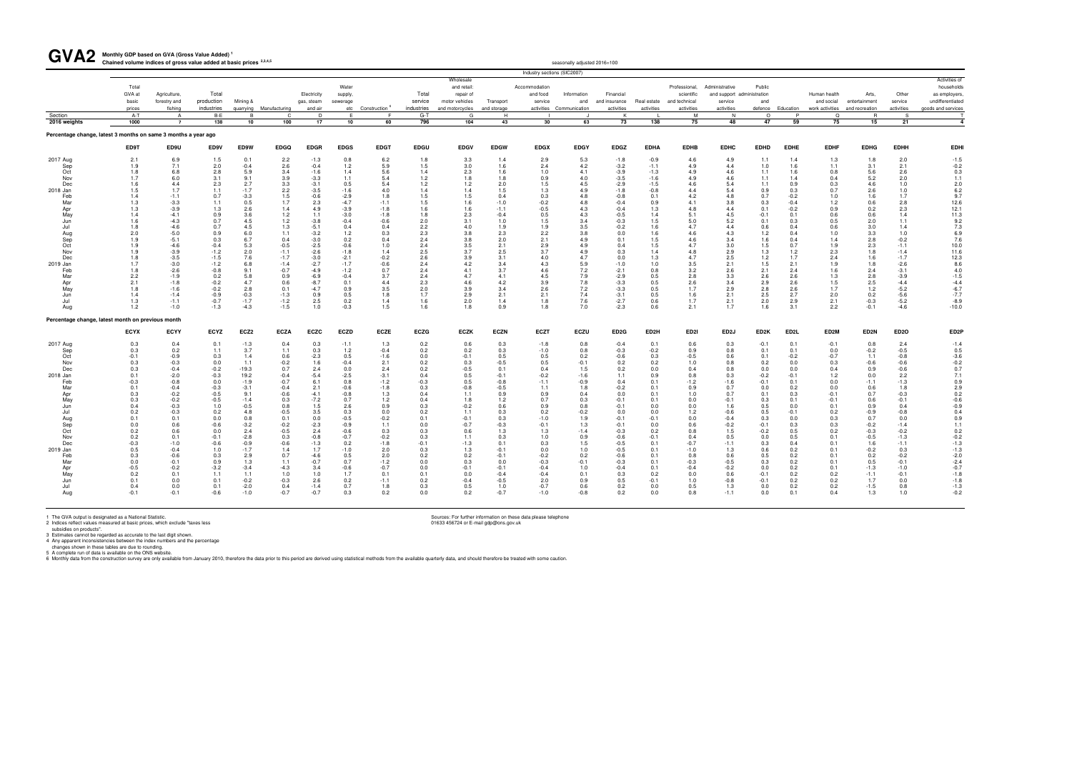# GVA2 Monthly GDP based on GVA (Gross Value Added) [1]

**Chained volume indices of gross value added at basic prices [2,3,4,5]**

seasonally adjusted 2016=100

Industry sections (SIC2007)

| | Total GVA at basic prices | Agriculture, forestry and fishing | Total production industries | Mining & quarrying | Manufacturing | Electricity gas, steam and air | Water supply, sewerage etc | Construction [6] | Total service industries | Wholesale and retail: repair of motor vehicles and motorcycles | Transport and storage | Accommodation and food service activities | Information and Communication | Financial and insurance activities | Real estate activities | Professional, scientific and technical activities | Administrative and support service activities | Public administration and defence | Education | Human health and social work activities | Arts, entertainment and recreation | Other service activities | Activities of households as employers, undifferentiated goods and services |
|---|---|---|---|---|---|---|---|---|---|---|---|---|---|---|---|---|---|---|---|---|---|---|---|
| Section | A-T | A | B-E | B | C | D | E | F | G-T | G | H | I | J | K | L | M | N | O | P | Q | R | S | T |
| 2016 weights | 1000 | 7 | 138 | 10 | 100 | 17 | 10 | 60 | 796 | 104 | 43 | 30 | 63 | 73 | 138 | 75 | 48 | 47 | 59 | 75 | 15 | 21 | 4 |
| **Percentage change, latest 3 months on same 3 months a year ago** | | | | | | | | | | | | | | | | | | | | | | | |
| | **ED9T** | **ED9U** | **ED9V** | **ED9W** | **EDGQ** | **EDGR** | **EDGS** | **EDGT** | **EDGU** | **EDGV** | **EDGW** | **EDGX** | **EDGY** | **EDGZ** | **EDHA** | **EDHB** | **EDHC** | **EDHD** | **EDHE** | **EDHF** | **EDHG** | **EDHH** | **EDHI** |
| 2017 Aug | 2.1 | 6.9 | 1.5 | 0.1 | 2.2 | -1.3 | 0.8 | 6.2 | 1.8 | 3.3 | 1.4 | 2.9 | 5.3 | -1.8 | -0.9 | 4.6 | 4.9 | 1.1 | 1.4 | 1.3 | 1.8 | 2.0 | -1.5 |
| Sep | 1.9 | 7.1 | 2.0 | -0.4 | 2.6 | -0.4 | 1.2 | 5.9 | 1.5 | 3.0 | 1.6 | 2.4 | 4.2 | -3.2 | -1.1 | 4.9 | 4.4 | 1.0 | 1.6 | 1.1 | 3.1 | 2.1 | -0.2 |
| Oct | 1.8 | 6.8 | 2.8 | 5.9 | 3.4 | -1.6 | 1.4 | 5.6 | 1.4 | 2.3 | 1.6 | 1.0 | 4.1 | -3.9 | -1.3 | 4.9 | 4.6 | 1.1 | 1.6 | 0.8 | 5.6 | 2.6 | 0.3 |
| Nov | 1.7 | 6.0 | 3.1 | 9.1 | 3.9 | -3.3 | 1.1 | 5.4 | 1.2 | 1.8 | 1.8 | 0.9 | 4.0 | -3.5 | -1.6 | 4.9 | 4.6 | 1.1 | 1.4 | 0.4 | 5.2 | 2.0 | 1.1 |
| Dec | 1.6 | 4.4 | 2.3 | 2.7 | 3.3 | -3.1 | 0.5 | 5.4 | 1.2 | 1.2 | 2.0 | 1.5 | 4.5 | -2.9 | -1.5 | 4.6 | 5.4 | 1.1 | 0.9 | 0.3 | 4.6 | 1.0 | 2.0 |
| 2018 Jan | 1.5 | 1.7 | 1.1 | -1.7 | 2.2 | -3.5 | -1.6 | 4.0 | 1.4 | 1.4 | 1.5 | 1.3 | 4.9 | -1.8 | -0.8 | 4.4 | 5.4 | 0.9 | 0.3 | 0.7 | 2.6 | 1.0 | 6.2 |
| Feb | 1.4 | -1.1 | 0.7 | -3.3 | 1.5 | -0.6 | -2.9 | 1.8 | 1.5 | 1.5 | 0.4 | 0.3 | 4.8 | -0.8 | 0.1 | 4.2 | 4.8 | 0.7 | -0.2 | 1.0 | 1.6 | 1.7 | 9.7 |
| Mar | 1.3 | -3.3 | 1.1 | 0.5 | 1.7 | 2.3 | -4.7 | -1.1 | 1.5 | 1.6 | -1.0 | -0.2 | 4.8 | -0.4 | 0.9 | 4.1 | 3.8 | 0.3 | -0.4 | 1.2 | 0.6 | 2.8 | 12.6 |
| Apr | 1.3 | -3.9 | 1.3 | 2.6 | 1.4 | 4.9 | -3.9 | -1.8 | 1.6 | 1.6 | -1.1 | -0.5 | 4.3 | -0.4 | 1.3 | 4.8 | 4.4 | 0.1 | -0.2 | 0.9 | 0.2 | 2.3 | 12.1 |
| May | 1.4 | -4.1 | 0.9 | 3.6 | 1.2 | 1.1 | -3.0 | -1.8 | 1.8 | 2.3 | -0.4 | 0.5 | 4.3 | -0.5 | 1.4 | 5.1 | 4.5 | -0.1 | 0.1 | 0.6 | 0.6 | 1.4 | 11.3 |
| Jun | 1.6 | -4.3 | 0.7 | 4.5 | 1.2 | -3.8 | -0.4 | -0.6 | 2.0 | 3.1 | 1.0 | 1.5 | 3.4 | -0.3 | 1.5 | 5.0 | 5.2 | 0.1 | 0.3 | 0.5 | 2.0 | 1.1 | 9.2 |
| Jul | 1.8 | -4.6 | 0.7 | 4.5 | 1.3 | -5.1 | 0.4 | 0.4 | 2.2 | 4.0 | 1.9 | 1.9 | 3.5 | -0.2 | 1.6 | 4.7 | 4.4 | 0.6 | 0.4 | 0.6 | 3.0 | 1.4 | 7.3 |
| Aug | 2.0 | -5.0 | 0.9 | 6.0 | 1.1 | -3.2 | 1.2 | 0.3 | 2.3 | 3.8 | 2.3 | 2.2 | 3.8 | 0.0 | 1.6 | 4.6 | 4.3 | 1.2 | 0.4 | 1.0 | 3.3 | 1.0 | 6.9 |
| Sep | 1.9 | -5.1 | 0.3 | 6.7 | 0.4 | -3.0 | 0.2 | 0.4 | 2.4 | 3.8 | 2.0 | 2.1 | 4.9 | 0.1 | 1.5 | 4.6 | 3.4 | 1.6 | 0.4 | 1.4 | 2.8 | -0.2 | 7.6 |
| Oct | 1.9 | -4.6 | -0.4 | 5.3 | -0.5 | -2.5 | -0.6 | 1.0 | 2.4 | 3.5 | 2.1 | 2.9 | 4.9 | 0.4 | 1.5 | 4.7 | 3.0 | 1.5 | 0.7 | 1.9 | 2.3 | -1.1 | 10.0 |
| Nov | 1.9 | -3.9 | -1.2 | 2.0 | -1.1 | -2.6 | -1.8 | 1.4 | 2.5 | 3.7 | 2.5 | 3.7 | 4.9 | 0.3 | 1.4 | 4.8 | 2.9 | 1.3 | 1.2 | 2.3 | 1.8 | -1.4 | 11.6 |
| Dec | 1.8 | -3.5 | -1.5 | 7.6 | -1.7 | -3.0 | -2.1 | -0.2 | 2.6 | 3.9 | 3.1 | 4.0 | 4.7 | 0.0 | 1.3 | 4.7 | 2.5 | 1.2 | 1.7 | 2.4 | 1.6 | -1.7 | 12.3 |
| 2019 Jan | 1.7 | -3.0 | -1.2 | 6.8 | -1.4 | -2.7 | -1.7 | -0.6 | 2.4 | 4.2 | 3.4 | 4.3 | 5.9 | -1.0 | 1.0 | 3.5 | 2.1 | 1.5 | 2.1 | 1.9 | 1.8 | -2.6 | 8.6 |
| Feb | 1.8 | -2.6 | -0.8 | 9.1 | -0.7 | -4.9 | -1.2 | 0.7 | 2.4 | 4.1 | 3.7 | 4.6 | 7.2 | -2.1 | 0.8 | 3.2 | 2.6 | 2.1 | 2.4 | 1.6 | 2.4 | -3.1 | 4.0 |
| Mar | 2.2 | -1.9 | 0.2 | 5.8 | 0.9 | -6.9 | -0.4 | 3.7 | 2.4 | 4.7 | 4.1 | 4.5 | 7.9 | -2.9 | 0.5 | 2.8 | 3.3 | 2.6 | 2.6 | 1.3 | 2.8 | -3.9 | -1.5 |
| Apr | 2.1 | -1.8 | -0.2 | 4.7 | 0.6 | -8.7 | 0.1 | 4.4 | 2.3 | 4.6 | 4.2 | 3.9 | 7.8 | -3.3 | 0.5 | 2.6 | 3.4 | 2.9 | 2.6 | 1.5 | 2.5 | -4.4 | -4.4 |
| May | 1.8 | -1.6 | -0.2 | 2.8 | 0.1 | -4.7 | 0.9 | 3.5 | 2.0 | 3.9 | 3.4 | 2.6 | 7.2 | -3.3 | 0.5 | 1.7 | 2.9 | 2.8 | 2.6 | 1.7 | 1.2 | -5.2 | -6.7 |
| Jun | 1.4 | -1.4 | -0.9 | -0.3 | -1.3 | 0.9 | 0.5 | 1.8 | 1.7 | 2.9 | 2.1 | 2.1 | 7.4 | -3.1 | 0.5 | 1.6 | 2.1 | 2.5 | 2.7 | 2.0 | 0.2 | -5.6 | -7.7 |
| Jul | 1.3 | -1.1 | -0.7 | -1.7 | -1.2 | 2.5 | 0.2 | 1.4 | 1.6 | 2.0 | 1.4 | 1.8 | 7.6 | -2.7 | 0.6 | 1.7 | 2.1 | 2.0 | 2.9 | 2.1 | -0.3 | -5.2 | -8.9 |
| Aug | 1.2 | -1.0 | -1.3 | -4.3 | -1.5 | 1.0 | -0.3 | 1.5 | 1.6 | 1.8 | 0.9 | 1.8 | 7.0 | -2.3 | 0.6 | 2.1 | 1.7 | 1.6 | 3.1 | 2.2 | -0.1 | -4.6 | -10.0 |
| **Percentage change, latest month on previous month** | | | | | | | | | | | | | | | | | | | | | | | |
| | **ECYX** | **ECYY** | **ECYZ** | **ECZ2** | **ECZA** | **ECZC** | **ECZD** | **ECZE** | **ECZG** | **ECZK** | **ECZN** | **ECZT** | **ECZU** | **ED2G** | **ED2H** | **ED2I** | **ED2J** | **ED2K** | **ED2L** | **ED2M** | **ED2N** | **ED2O** | **ED2P** |
| 2017 Aug | 0.3 | 0.4 | 0.1 | -1.3 | 0.4 | 0.3 | -1.1 | 1.3 | 0.2 | 0.6 | 0.3 | -1.8 | 0.8 | -0.4 | 0.1 | 0.6 | 0.3 | -0.1 | 0.1 | -0.1 | 0.8 | 2.4 | -1.4 |
| Sep | 0.3 | 0.2 | 1.1 | 3.7 | 1.1 | 0.3 | 1.2 | -0.4 | 0.2 | 0.2 | 0.3 | -1.0 | 0.8 | -0.3 | -0.2 | 0.9 | 0.8 | 0.1 | 0.1 | 0.0 | -0.2 | -0.5 | 0.5 |
| Oct | -0.1 | -0.9 | 0.3 | 1.4 | 0.6 | -2.3 | 0.5 | -1.6 | 0.0 | -0.1 | 0.5 | 0.5 | 0.2 | -0.6 | 0.3 | -0.5 | 0.6 | 0.1 | -0.2 | -0.7 | 1.1 | -0.8 | -3.6 |
| Nov | 0.3 | -0.3 | 0.0 | 1.1 | -0.2 | 1.6 | -0.4 | 2.1 | 0.2 | 0.3 | -0.5 | 0.5 | -0.1 | 0.2 | 0.2 | 1.0 | 0.8 | 0.2 | 0.0 | 0.3 | -0.6 | -0.6 | -0.2 |
| Dec | 0.3 | -0.4 | -0.2 | -19.3 | 0.7 | 2.4 | 0.0 | 2.4 | 0.2 | -0.5 | 0.1 | 0.4 | 1.5 | 0.2 | 0.0 | 0.4 | 0.8 | 0.0 | 0.0 | 0.4 | 0.9 | -0.6 | 0.7 |
| 2018 Jan | 0.1 | -2.0 | -0.3 | 19.2 | -0.4 | -5.4 | -2.5 | -3.1 | 0.4 | 0.5 | -0.1 | -0.2 | -1.6 | 1.1 | 0.9 | 0.8 | 0.3 | -0.2 | -0.1 | 1.2 | 0.0 | 2.2 | 7.1 |
| Feb | -0.3 | -0.8 | 0.0 | -1.9 | -0.7 | 6.1 | 0.8 | -1.2 | -0.3 | 0.5 | -0.8 | -1.1 | -0.9 | 0.4 | 0.1 | -1.2 | -1.6 | -0.1 | 0.1 | 0.0 | -1.1 | -1.3 | 0.9 |
| Mar | 0.1 | -0.4 | -0.3 | -3.1 | -0.4 | 2.1 | -0.6 | -1.8 | 0.3 | -0.8 | -0.5 | 1.1 | 1.8 | -0.2 | 0.1 | 0.9 | 0.7 | 0.0 | 0.2 | 0.0 | 0.6 | 1.8 | 2.9 |
| Apr | 0.3 | -0.2 | -0.5 | 9.1 | -0.6 | -4.1 | -0.8 | 1.3 | 0.4 | 1.1 | 0.9 | 0.9 | 0.4 | 0.0 | 0.1 | 1.0 | 0.7 | 0.1 | 0.3 | -0.1 | 0.7 | -0.3 | 0.2 |
| May | 0.3 | -0.2 | -0.5 | -1.4 | 0.3 | -7.2 | 0.7 | 1.2 | 0.4 | 1.8 | 1.2 | 0.7 | 0.3 | -0.1 | 0.1 | 0.0 | -0.1 | 0.3 | 0.1 | -0.1 | 0.6 | -0.1 | -0.6 |
| Jun | 0.4 | -0.3 | 1.0 | -0.5 | 0.8 | 1.5 | 2.6 | 0.9 | 0.3 | -0.2 | 0.6 | 0.9 | 0.8 | -0.1 | 0.0 | 0.0 | 1.6 | 0.5 | 0.0 | 0.1 | 0.9 | 0.4 | -0.9 |
| Jul | 0.2 | -0.3 | 0.2 | 4.8 | -0.5 | 3.5 | 0.3 | 0.0 | 0.2 | 1.1 | 0.3 | 0.2 | -0.2 | 0.0 | 0.0 | 1.2 | -0.6 | 0.5 | -0.1 | 0.2 | -0.9 | -0.8 | 0.4 |
| Aug | 0.1 | 0.1 | 0.0 | 0.8 | 0.1 | 0.0 | -0.5 | -0.2 | 0.1 | -0.1 | 0.3 | -1.0 | 1.9 | -0.1 | -0.1 | 0.0 | -0.4 | 0.3 | 0.0 | 0.3 | 0.7 | 0.0 | 0.9 |
| Sep | 0.0 | 0.6 | -0.6 | -3.2 | -0.2 | -2.3 | -0.9 | 1.1 | 0.0 | -0.7 | -0.3 | -0.1 | 1.3 | -0.1 | 0.0 | 0.6 | -0.2 | -0.1 | 0.3 | 0.3 | -0.2 | -1.4 | 1.1 |
| Oct | 0.2 | 0.6 | 0.0 | 2.4 | -0.5 | 2.4 | -0.6 | 0.3 | 0.3 | 0.6 | 1.3 | 1.3 | -1.4 | -0.3 | 0.2 | 0.8 | 1.5 | -0.2 | 0.5 | 0.2 | -0.3 | -0.2 | 0.2 |
| Nov | 0.2 | 0.1 | -0.1 | -2.8 | 0.3 | -0.8 | -0.7 | -0.2 | 0.3 | 1.1 | 0.3 | 1.0 | 0.9 | -0.6 | -0.1 | 0.4 | 0.5 | 0.0 | 0.5 | 0.1 | -0.5 | -1.3 | -0.2 |
| Dec | -0.3 | -1.0 | -0.6 | -0.9 | -0.6 | -1.3 | 0.2 | -1.8 | -0.1 | -1.3 | 0.1 | 0.3 | 1.5 | -0.5 | 0.1 | -0.7 | -1.1 | 0.3 | 0.4 | 0.1 | 1.6 | -1.1 | -1.3 |
| 2019 Jan | 0.5 | -0.4 | 1.0 | -1.7 | 1.4 | 1.7 | -1.0 | 2.0 | 0.3 | 1.3 | -0.1 | 0.0 | 1.0 | -0.5 | 0.1 | -1.0 | 1.3 | 0.6 | 0.2 | 0.1 | -0.2 | 0.3 | -1.3 |
| Feb | 0.3 | -0.6 | 0.3 | 2.9 | 0.7 | -4.6 | 0.5 | 2.0 | 0.2 | 0.2 | -0.1 | -0.2 | 0.2 | -0.6 | 0.1 | 0.8 | 0.6 | 0.5 | 0.2 | 0.1 | 0.2 | -0.2 | -2.0 |
| Mar | 0.0 | -0.1 | 0.9 | 1.3 | 1.1 | -0.7 | 0.7 | -1.2 | 0.0 | 0.3 | 0.0 | -0.3 | -0.1 | -0.3 | 0.1 | -0.3 | -0.5 | 0.3 | 0.2 | 0.1 | 0.5 | -0.1 | -2.4 |
| Apr | -0.5 | -0.2 | -3.2 | -3.4 | -4.3 | 3.4 | -0.6 | -0.7 | 0.0 | -0.1 | -0.1 | -0.4 | 1.0 | -0.4 | 0.1 | -0.4 | -0.2 | 0.0 | 0.2 | 0.1 | -1.3 | -1.0 | -0.7 |
| May | 0.2 | 0.1 | 1.1 | 1.1 | 1.0 | 1.0 | 1.7 | 0.1 | 0.1 | 0.0 | -0.4 | -0.4 | 0.1 | 0.3 | 0.2 | 0.0 | 0.6 | -0.1 | 0.2 | 0.2 | -1.1 | -0.1 | -1.8 |
| Jun | 0.1 | 0.0 | 0.1 | -0.2 | -0.3 | 2.6 | 0.2 | -1.1 | 0.2 | -0.4 | -0.5 | 2.0 | 0.9 | 0.5 | -0.1 | 1.0 | -0.8 | -0.1 | 0.2 | 0.2 | 1.7 | 0.0 | -1.8 |
| Jul | 0.4 | 0.0 | 0.1 | -2.0 | 0.4 | -1.4 | 0.7 | 1.8 | 0.3 | 0.5 | 1.0 | -0.7 | 0.6 | 0.2 | 0.0 | 0.5 | 1.3 | 0.0 | 0.2 | 0.2 | -1.5 | 0.8 | -1.3 |
| Aug | -0.1 | -0.1 | -0.6 | -1.0 | -0.7 | -0.7 | 0.3 | 0.2 | 0.0 | 0.2 | -0.7 | -1.0 | -0.8 | 0.2 | 0.0 | 0.8 | -1.1 | 0.0 | 0.1 | 0.4 | 1.3 | 1.0 | -0.2 |

1 The GVA output is designated as a National Statistic.
2 Indices reflect values measured at basic prices, which exclude "taxes less subsidies on products".
3 Estimates cannot be regarded as accurate to the last digit shown.
4 Any apparent inconsistencies between the index numbers and the percentage changes shown in these tables are due to rounding.
5 A complete run of data is available on the ONS website.
6 Monthly data from the construction survey are only available from January 2010, therefore the data prior to this period are derived using statistical methods from the available quarterly data, and should therefore be treated with some caution.

Sources: For further information on these data please telephone 01633 456724 or E-mail gdp@ons.gov.uk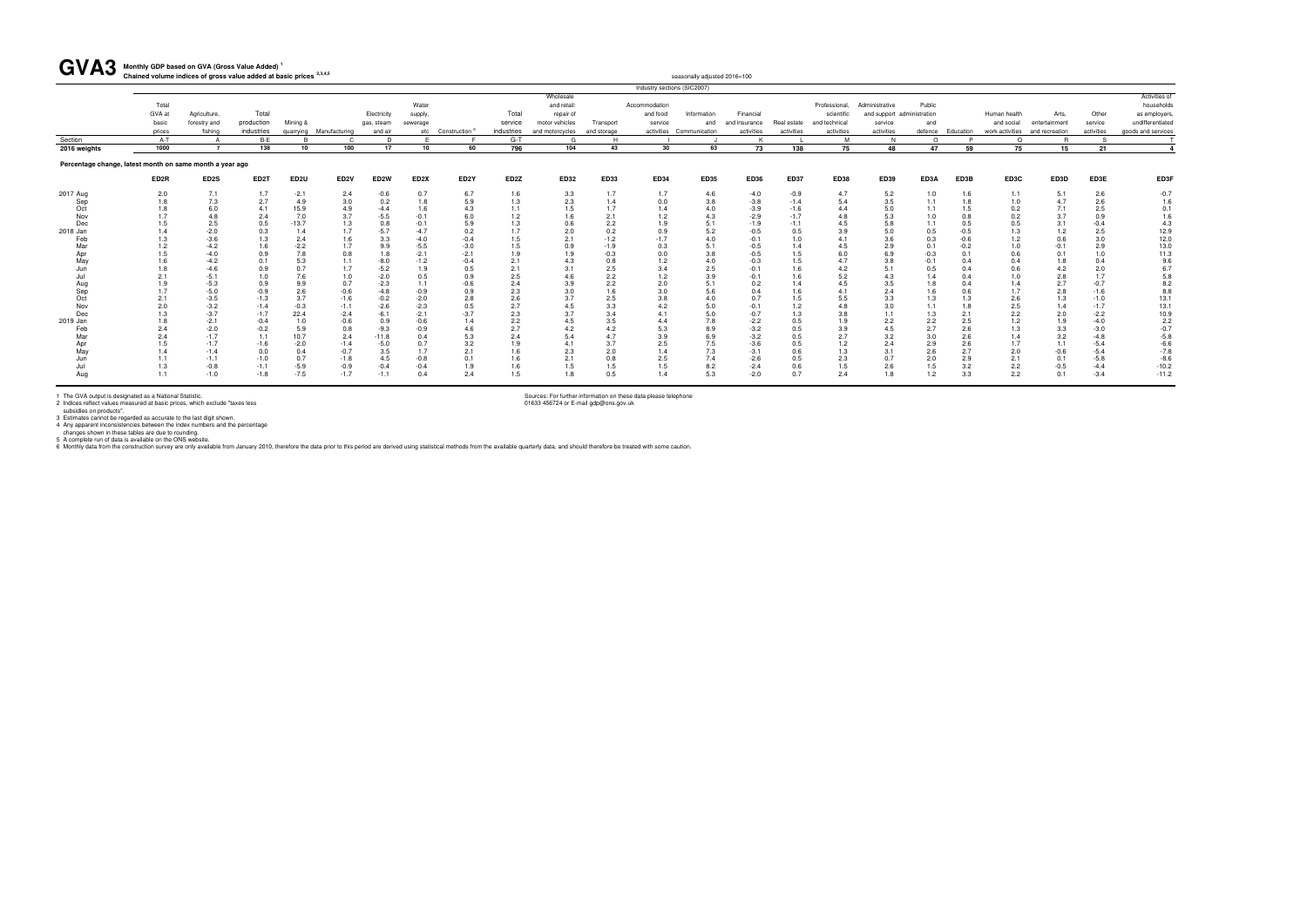# GVA3 Monthly GDP based on GVA (Gross Value Added) [1]

**Chained volume indices of gross value added at basic prices [2,3,4,5]**

seasonally adjusted 2016=100

Industry sections (SIC2007)

| | Total GVA at basic prices | Agriculture, forestry and fishing | Total production industries | Mining & quarrying | Manufacturing | Electricity gas, steam and air | Water supply, sewerage etc | Construction [6] | Total service industries | Wholesale and retail: repair of motor vehicles and motorcycles | Transport and storage | Accommodation and food service activities | Information and Communication | Financial and insurance activities | Real estate activities | Professional, scientific and technical activities | Administrative and support service activities | Public administration and defence | Education | Human health and social work activities | Arts, entertainment and recreation | Other service activities | Activities of households as employers, undifferentiated goods and services |
|---|---|---|---|---|---|---|---|---|---|---|---|---|---|---|---|---|---|---|---|---|---|---|---|
| Section | A-T | A | B-E | B | C | D | E | F | G-T | G | H | I | J | K | L | M | N | O | P | Q | R | S | T |
| 2016 weights | 1000 | 7 | 138 | 10 | 100 | 17 | 10 | 60 | 796 | 104 | 43 | 30 | 63 | 73 | 138 | 75 | 48 | 47 | 59 | 75 | 15 | 21 | 4 |
| **Percentage change, latest month on same month a year ago** | | | | | | | | | | | | | | | | | | | | | | | |
| | ED2R | ED2S | ED2T | ED2U | ED2V | ED2W | ED2X | ED2Y | ED2Z | ED32 | ED33 | ED34 | ED35 | ED36 | ED37 | ED38 | ED39 | ED3A | ED3B | ED3C | ED3D | ED3E | ED3F |
| 2017 Aug | 2.0 | 7.1 | 1.7 | -2.1 | 2.4 | -0.6 | 0.7 | 6.7 | 1.6 | 3.3 | 1.7 | 1.7 | 4.6 | -4.0 | -0.9 | 4.7 | 5.2 | 1.0 | 1.6 | 1.1 | 5.1 | 2.6 | -0.7 |
| Sep | 1.8 | 7.3 | 2.7 | 4.9 | 3.0 | 0.2 | 1.8 | 5.9 | 1.3 | 2.3 | 1.4 | 0.0 | 3.8 | -3.8 | -1.4 | 5.4 | 3.5 | 1.1 | 1.8 | 1.0 | 4.7 | 2.6 | 1.6 |
| Oct | 1.8 | 6.0 | 4.1 | 15.9 | 4.9 | -4.4 | 1.6 | 4.3 | 1.1 | 1.5 | 1.7 | 1.4 | 4.0 | -3.9 | -1.6 | 4.4 | 5.0 | 1.1 | 1.5 | 0.2 | 7.1 | 2.5 | 0.1 |
| Nov | 1.7 | 4.8 | 2.4 | 7.0 | 3.7 | -5.5 | -0.1 | 6.0 | 1.2 | 1.6 | 2.1 | 1.2 | 4.3 | -2.9 | -1.7 | 4.8 | 5.3 | 1.0 | 0.8 | 0.2 | 3.7 | 0.9 | 1.6 |
| Dec | 1.5 | 2.5 | 0.5 | -13.7 | 1.3 | 0.8 | -0.1 | 5.9 | 1.3 | 0.6 | 2.2 | 1.9 | 5.1 | -1.9 | -1.1 | 4.5 | 5.8 | 1.1 | 0.5 | 0.5 | 3.1 | -0.4 | 4.3 |
| 2018 Jan | 1.4 | -2.0 | 0.3 | 1.4 | 1.7 | -5.7 | -4.7 | 0.2 | 1.7 | 2.0 | 0.2 | 0.9 | 5.2 | -0.5 | 0.5 | 3.9 | 5.0 | 0.5 | -0.5 | 1.3 | 1.2 | 2.5 | 12.9 |
| Feb | 1.3 | -3.6 | 1.3 | 2.4 | 1.6 | 3.3 | -4.0 | -0.4 | 1.5 | 2.1 | -1.2 | -1.7 | 4.0 | -0.1 | 1.0 | 4.1 | 3.6 | 0.3 | -0.6 | 1.2 | 0.6 | 3.0 | 12.0 |
| Mar | 1.2 | -4.2 | 1.6 | -2.2 | 1.7 | 9.9 | -5.5 | -3.0 | 1.5 | 0.9 | -1.9 | 0.3 | 5.1 | -0.5 | 1.4 | 4.5 | 2.9 | 0.1 | -0.2 | 1.0 | -0.1 | 2.9 | 13.0 |
| Apr | 1.5 | -4.0 | 0.9 | 7.8 | 0.8 | 1.8 | -2.1 | -2.1 | 1.9 | 1.9 | -0.3 | 0.0 | 3.8 | -0.5 | 1.5 | 6.0 | 6.9 | -0.3 | 0.1 | 0.6 | 0.1 | 1.0 | 11.3 |
| May | 1.6 | -4.2 | 0.1 | 5.3 | 1.1 | -8.0 | -1.2 | -0.4 | 2.1 | 4.3 | 0.8 | 1.2 | 4.0 | -0.3 | 1.5 | 4.7 | 3.8 | -0.1 | 0.4 | 0.4 | 1.8 | 0.4 | 9.6 |
| Jun | 1.8 | -4.6 | 0.9 | 0.7 | 1.7 | -5.2 | 1.9 | 0.5 | 2.1 | 3.1 | 2.5 | 3.4 | 2.5 | -0.1 | 1.6 | 4.2 | 5.1 | 0.5 | 0.4 | 0.6 | 4.2 | 2.0 | 6.7 |
| Jul | 2.1 | -5.1 | 1.0 | 7.6 | 1.0 | -2.0 | 0.5 | 0.9 | 2.5 | 4.6 | 2.2 | 1.2 | 3.9 | -0.1 | 1.6 | 5.2 | 4.3 | 1.4 | 0.4 | 1.0 | 2.8 | 1.7 | 5.8 |
| Aug | 1.9 | -5.3 | 0.9 | 9.9 | 0.7 | -2.3 | 1.1 | -0.6 | 2.4 | 3.9 | 2.2 | 2.0 | 5.1 | 0.2 | 1.4 | 4.5 | 3.5 | 1.8 | 0.4 | 1.4 | 2.7 | -0.7 | 8.2 |
| Sep | 1.7 | -5.0 | -0.9 | 2.6 | -0.6 | -4.8 | -0.9 | 0.9 | 2.3 | 3.0 | 1.6 | 3.0 | 5.6 | 0.4 | 1.6 | 4.1 | 2.4 | 1.6 | 0.6 | 1.7 | 2.8 | -1.6 | 8.8 |
| Oct | 2.1 | -3.5 | -1.3 | 3.7 | -1.6 | -0.2 | -2.0 | 2.8 | 2.6 | 3.7 | 2.5 | 3.8 | 4.0 | 0.7 | 1.5 | 5.5 | 3.3 | 1.3 | 1.3 | 2.6 | 1.3 | -1.0 | 13.1 |
| Nov | 2.0 | -3.2 | -1.4 | -0.3 | -1.1 | -2.6 | -2.3 | 0.5 | 2.7 | 4.5 | 3.3 | 4.2 | 5.0 | -0.1 | 1.2 | 4.8 | 3.0 | 1.1 | 1.8 | 2.5 | 1.4 | -1.7 | 13.1 |
| Dec | 1.3 | -3.7 | -1.7 | 22.4 | -2.4 | -6.1 | -2.1 | -3.7 | 2.3 | 3.7 | 3.4 | 4.1 | 5.0 | -0.7 | 1.3 | 3.8 | 1.1 | 1.3 | 2.1 | 2.2 | 2.0 | -2.2 | 10.9 |
| 2019 Jan | 1.8 | -2.1 | -0.4 | 1.0 | -0.6 | 0.9 | -0.6 | 1.4 | 2.2 | 4.5 | 3.5 | 4.4 | 7.8 | -2.2 | 0.5 | 1.9 | 2.2 | 2.2 | 2.5 | 1.2 | 1.9 | -4.0 | 2.2 |
| Feb | 2.4 | -2.0 | -0.2 | 5.9 | 0.8 | -9.3 | -0.9 | 4.6 | 2.7 | 4.2 | 4.2 | 5.3 | 8.9 | -3.2 | 0.5 | 3.9 | 4.5 | 2.7 | 2.6 | 1.3 | 3.3 | -3.0 | -0.7 |
| Mar | 2.4 | -1.7 | 1.1 | 10.7 | 2.4 | -11.8 | 0.4 | 5.3 | 2.4 | 5.4 | 4.7 | 3.9 | 6.9 | -3.2 | 0.5 | 2.7 | 3.2 | 3.0 | 2.6 | 1.4 | 3.2 | -4.8 | -5.8 |
| Apr | 1.5 | -1.7 | -1.6 | -2.0 | -1.4 | -5.0 | 0.7 | 3.2 | 1.9 | 4.1 | 3.7 | 2.5 | 7.5 | -3.6 | 0.5 | 1.2 | 2.4 | 2.9 | 2.6 | 1.7 | 1.1 | -5.4 | -6.6 |
| May | 1.4 | -1.4 | 0.0 | 0.4 | -0.7 | 3.5 | 1.7 | 2.1 | 1.6 | 2.3 | 2.0 | 1.4 | 7.3 | -3.1 | 0.6 | 1.3 | 3.1 | 2.6 | 2.7 | 2.0 | -0.6 | -5.4 | -7.8 |
| Jun | 1.1 | -1.1 | -1.0 | 0.7 | -1.8 | 4.5 | -0.8 | 0.1 | 1.6 | 2.1 | 0.8 | 2.5 | 7.4 | -2.6 | 0.5 | 2.3 | 0.7 | 2.0 | 2.9 | 2.1 | 0.1 | -5.8 | -8.6 |
| Jul | 1.3 | -0.8 | -1.1 | -5.9 | -0.9 | -0.4 | -0.4 | 1.9 | 1.6 | 1.5 | 1.5 | 1.5 | 8.2 | -2.4 | 0.6 | 1.5 | 2.6 | 1.5 | 3.2 | 2.2 | -0.5 | -4.4 | -10.2 |
| Aug | 1.1 | -1.0 | -1.8 | -7.5 | -1.7 | -1.1 | 0.4 | 2.4 | 1.5 | 1.8 | 0.5 | 1.4 | 5.3 | -2.0 | 0.7 | 2.4 | 1.8 | 1.2 | 3.3 | 2.2 | 0.1 | -3.4 | -11.2 |

1 The GVA output is designated as a National Statistic.
2 Indices reflect values measured at basic prices, which exclude "taxes less subsidies on products".
3 Estimates cannot be regarded as accurate to the last digit shown.
4 Any apparent inconsistencies between the index numbers and the percentage changes shown in these tables are due to rounding.
5 A complete run of data is available on the ONS website.
6 Monthly data from the construction survey are only available from January 2010, therefore the data prior to this period are derived using statistical methods from the available quarterly data, and should therefore be treated with some caution.

Sources: For further information on these data please telephone 01633 456724 or E-mail gdp@ons.gov.uk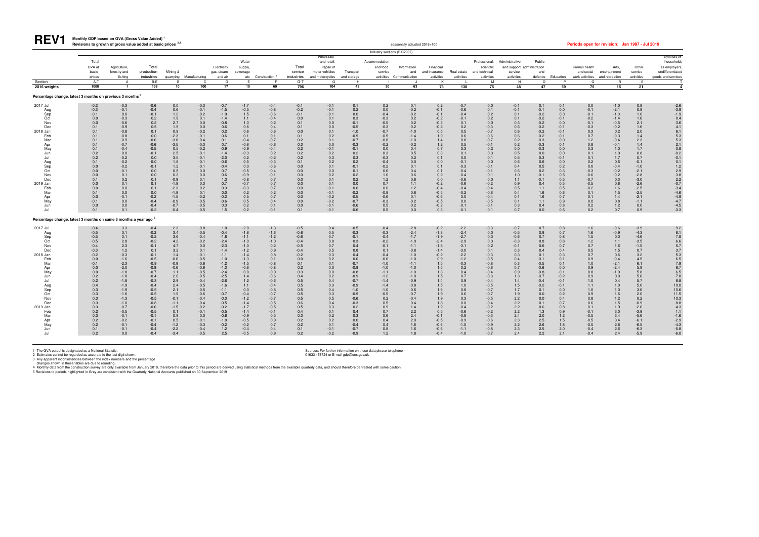# REV1

**Monthly GDP based on GVA (Gross Value Added) [1]**
**Revisions to growth of gross value added at basic prices [2,3]**

seasonally adjusted 2016=100

**Periods open for revision: Jan 1997 - Jul 2019**

Industry sections (SIC2007)

| | Total GVA at basic prices | Agriculture, forestry and fishing | Total production industries | Mining & quarrying | Manufacturing | Electricity gas, steam and air | Water supply, sewerage etc | Construction [4] | Total service industries | Wholesale and retail: repair of motor vehicles and motorcycles | Transport and storage | Accommodation and food service activities | Information and Communication | Financial and insurance activities | Real estate activities | Professional, scientific and technical activities | Administrative and support service activities | Public administration and defence | Education | Human health and social work activities | Arts, entertainment and recreation | Other service activities | Activities of households as employers, undifferentiated goods and services |
|---|---|---|---|---|---|---|---|---|---|---|---|---|---|---|---|---|---|---|---|---|---|---|---|
| Section | A-T | A | B-E | B | C | D | E | F | G-T | G | H | I | J | K | L | M | N | O | P | Q | R | S | T |
| 2016 weights | 1000 | 7 | 138 | 10 | 100 | 17 | 10 | 60 | 796 | 104 | 43 | 30 | 63 | 73 | 138 | 75 | 48 | 47 | 59 | 75 | 15 | 21 | 4 |
| **Percentage change, latest 3 months on previous 3 months [5]** | | | | | | | | | | | | | | | | | | | | | | | |
| 2017 Jul | -0.2 | -0.3 | -0.6 | 0.0 | -0.3 | -0.7 | -1.7 | -0.4 | -0.1 | -0.1 | 0.1 | 0.2 | 0.1 | 0.2 | -0.7 | 0.0 | -0.1 | 0.1 | 0.1 | 0.0 | -1.0 | 0.8 | -2.6 |
| Aug | -0.3 | -0.1 | -0.4 | 0.6 | -0.1 | -1.5 | -0.5 | -0.8 | -0.2 | -0.1 | 0.2 | 0.0 | -0.2 | -0.1 | -0.6 | 0.1 | -0.1 | -0.1 | 0.0 | -0.1 | -2.1 | 0.8 | -3.9 |
| Sep | -0.1 | 0.0 | -0.1 | 1.2 | -0.2 | -1.9 | 1.5 | -0.6 | -0.1 | -0.1 | 0.0 | -0.4 | -0.2 | -0.1 | -0.4 | 0.2 | 0.1 | -0.2 | 0.0 | -0.1 | -1.3 | 1.0 | -1.9 |
| Oct | 0.0 | -0.3 | 0.2 | 1.9 | 0.1 | -1.4 | 1.1 | -0.4 | 0.0 | 0.1 | 0.3 | -0.3 | 0.2 | -0.2 | -0.1 | 0.2 | 0.1 | -0.2 | -0.1 | -0.2 | -1.4 | 1.6 | 0.4 |
| Nov | 0.0 | -0.6 | 0.2 | 2.7 | 0.0 | -0.8 | 1.3 | 0.2 | 0.1 | 0.0 | -0.1 | -0.5 | 0.2 | -0.3 | 0.1 | 0.0 | 0.3 | -0.2 | 0.0 | -0.1 | -0.5 | 2.1 | 3.6 |
| Dec | 0.1 | -0.9 | 0.5 | 1.9 | 0.0 | 0.6 | 0.6 | 0.4 | 0.1 | 0.0 | -0.5 | -0.3 | -0.2 | -0.2 | 0.2 | -0.3 | 0.6 | -0.2 | -0.1 | -0.3 | -0.2 | 1.6 | 4.1 |
| 2018 Jan | 0.1 | -0.8 | 0.1 | 0.9 | -0.2 | 0.2 | 0.6 | 0.6 | 0.0 | 0.1 | -1.0 | -0.7 | -1.0 | 0.5 | 0.5 | -0.7 | 0.6 | -0.2 | -0.1 | 0.3 | 0.2 | 2.0 | 6.1 |
| Feb | 0.1 | -0.8 | 0.0 | -2.3 | -0.1 | 0.6 | 0.1 | 0.1 | 0.1 | 0.2 | -0.9 | -0.5 | -1.4 | 1.0 | 0.6 | -0.6 | 0.6 | -0.2 | -0.1 | 0.7 | -0.3 | 1.4 | 5.3 |
| Mar | 0.1 | -0.9 | -0.6 | -3.8 | -0.4 | 0.1 | -0.4 | -0.7 | 0.2 | 0.1 | -0.7 | -0.8 | -1.0 | 1.4 | 0.8 | -0.7 | 0.2 | -0.3 | 0.0 | 1.2 | -0.4 | 2.3 | 5.3 |
| Apr | 0.1 | -0.7 | -0.6 | -3.5 | -0.3 | 0.7 | -0.6 | -0.6 | 0.3 | 0.0 | -0.3 | -0.2 | -0.2 | 1.2 | 0.5 | -0.1 | 0.2 | -0.3 | 0.1 | 0.8 | -0.1 | 1.4 | 2.1 |
| May | 0.1 | -0.4 | -0.5 | 0.5 | -0.2 | -0.9 | -0.9 | -0.4 | 0.2 | -0.1 | -0.1 | 0.0 | 0.4 | 0.7 | 0.3 | 0.2 | 0.0 | -0.3 | 0.0 | 0.3 | 1.0 | 1.7 | 0.8 |
| Jun | 0.2 | 0.0 | -0.1 | 2.5 | -0.1 | -1.4 | -0.3 | 0.2 | 0.2 | 0.2 | 0.2 | 0.3 | 0.5 | 0.3 | 0.1 | 0.3 | 0.5 | 0.0 | 0.0 | 0.1 | 1.9 | 0.8 | -0.2 |
| Jul | 0.2 | -0.2 | 0.0 | 3.5 | -0.1 | -2.0 | 0.2 | -0.2 | 0.2 | 0.3 | 0.3 | -0.3 | 0.2 | 0.1 | 0.0 | 0.1 | 0.5 | 0.3 | -0.1 | 0.1 | 1.7 | 0.7 | -0.1 |
| Aug | 0.1 | -0.2 | 0.0 | 1.8 | -0.1 | -0.6 | 0.5 | -0.3 | 0.1 | 0.2 | 0.2 | -0.4 | 0.0 | 0.0 | -0.1 | 0.0 | 0.6 | 0.6 | 0.0 | 0.2 | 0.6 | -0.1 | 0.1 |
| Sep | 0.0 | -0.2 | -0.1 | 1.2 | -0.1 | -0.4 | 0.0 | -0.6 | 0.0 | 0.1 | -0.1 | -0.2 | 0.1 | 0.1 | -0.3 | -0.1 | 0.4 | 0.5 | 0.2 | 0.0 | -0.4 | -1.0 | 1.2 |
| Oct | 0.0 | -0.1 | 0.0 | 0.5 | 0.0 | 0.7 | -0.5 | -0.4 | 0.0 | 0.0 | 0.1 | 0.6 | 0.4 | 0.1 | -0.4 | -0.1 | 0.6 | 0.2 | 0.3 | -0.3 | -0.2 | -2.1 | 2.9 |
| Nov | 0.0 | 0.1 | 0.0 | 0.3 | 0.0 | 0.6 | -0.9 | -0.1 | 0.0 | 0.2 | 0.2 | 1.0 | 0.6 | 0.2 | -0.4 | 0.1 | 1.0 | -0.1 | 0.5 | -0.6 | -0.2 | -2.8 | 3.8 |
| Dec | 0.1 | 0.2 | 0.1 | -0.9 | 0.1 | 1.3 | -0.8 | 0.7 | 0.0 | 0.1 | 0.2 | 1.2 | 0.8 | 0.0 | -0.6 | 0.0 | 1.1 | -0.1 | 0.5 | -0.7 | 0.3 | -3.0 | 2.2 |
| 2019 Jan | 0.0 | 0.1 | 0.1 | -1.8 | 0.3 | 0.7 | -0.7 | 0.7 | 0.0 | 0.1 | 0.0 | 0.7 | 1.1 | -0.2 | -0.6 | -0.2 | 0.9 | 0.4 | 0.5 | -0.5 | 0.6 | -2.6 | -0.7 |
| Feb | 0.0 | 0.0 | 0.1 | -2.3 | 0.2 | 0.3 | -0.3 | 0.7 | 0.0 | 0.0 | 0.0 | 0.0 | 1.2 | -0.4 | -0.4 | -0.4 | 0.5 | 1.1 | 0.5 | -0.2 | 1.6 | -2.5 | -3.4 |
| Mar | 0.1 | 0.0 | 0.0 | -1.8 | 0.1 | 0.0 | 0.2 | 0.2 | 0.0 | -0.1 | -0.2 | -0.8 | 0.8 | -0.5 | -0.2 | -0.6 | 0.4 | 1.6 | 0.6 | 0.1 | 1.5 | -2.5 | -4.6 |
| Apr | 0.0 | -0.1 | -0.2 | -1.5 | -0.2 | -0.2 | 0.5 | 0.7 | 0.0 | -0.2 | -0.5 | -0.6 | 0.1 | -0.6 | 0.0 | -0.4 | 0.1 | 1.6 | 0.7 | 0.1 | 1.4 | -2.1 | -4.9 |
| May | -0.1 | 0.0 | -0.4 | -0.9 | -0.5 | -0.6 | 0.5 | 0.4 | 0.0 | -0.2 | -0.7 | -0.3 | -0.2 | -0.5 | 0.0 | -0.5 | 0.1 | 1.1 | 0.9 | 0.0 | 0.8 | -1.1 | -4.7 |
| Jun | 0.0 | 0.0 | -0.4 | -0.7 | -0.5 | 0.3 | 0.2 | 0.1 | 0.0 | -0.1 | -0.6 | 0.5 | -0.2 | -0.2 | -0.1 | -0.1 | 0.3 | 0.4 | 0.8 | 0.2 | 1.2 | 0.0 | -4.5 |
| Jul | 0.1 | 0.1 | -0.2 | -0.4 | -0.5 | 1.5 | 0.2 | -0.1 | 0.1 | -0.1 | -0.6 | 0.5 | 0.0 | 0.3 | -0.1 | 0.1 | 0.7 | 0.0 | 0.5 | 0.2 | 0.7 | 0.9 | -3.3 |
| **Percentage change, latest 3 months on same 3 months a year ago [5]** | | | | | | | | | | | | | | | | | | | | | | | |
| 2017 Jul | -0.4 | 3.3 | -0.4 | 2.3 | -0.8 | 1.0 | -2.0 | -1.3 | -0.5 | 0.4 | -0.5 | -0.4 | -2.8 | -0.2 | -2.2 | -0.3 | -0.7 | 0.7 | 0.8 | 1.6 | -0.6 | -3.9 | 9.2 |
| Aug | -0.5 | 3.1 | -0.2 | 3.4 | -0.5 | -0.4 | -1.6 | -1.6 | -0.6 | 0.5 | -0.3 | -0.3 | -2.4 | -1.3 | -2.4 | 0.0 | -0.5 | 0.8 | 0.7 | 1.6 | -0.9 | -4.3 | 8.1 |
| Sep | -0.5 | 3.1 | -0.2 | 3.6 | -0.4 | -1.8 | -1.1 | -1.2 | -0.6 | 0.7 | -0.1 | -0.4 | -1.7 | -1.9 | -2.7 | 0.3 | -0.6 | 0.7 | 0.8 | 1.5 | 0.0 | -4.6 | 7.8 |
| Oct | -0.5 | 2.8 | -0.2 | 4.2 | -0.2 | -2.4 | -1.0 | -1.0 | -0.4 | 0.8 | 0.3 | -0.2 | -1.0 | -2.4 | -2.9 | 0.3 | -0.3 | 0.8 | 0.8 | 1.2 | 1.1 | -3.5 | 6.6 |
| Nov | -0.4 | 2.3 | -0.1 | 4.7 | 0.0 | -2.3 | -1.0 | 0.2 | -0.5 | 0.7 | 0.4 | -0.1 | -1.1 | -1.8 | -3.1 | 0.2 | -0.1 | 0.6 | 0.7 | 0.7 | 1.6 | -1.5 | 5.7 |
| Dec | -0.3 | 1.2 | 0.1 | 3.2 | 0.1 | -1.4 | -1.2 | 0.9 | -0.4 | 0.5 | 0.8 | 0.1 | -0.8 | -1.4 | -3.0 | 0.1 | 0.3 | 0.4 | 0.4 | 0.5 | 1.5 | 0.7 | 3.7 |
| 2018 Jan | -0.2 | -0.3 | -0.1 | 1.4 | -0.1 | -1.1 | -1.4 | 0.8 | -0.2 | 0.3 | 0.4 | -0.4 | -1.0 | -0.2 | -2.2 | -0.3 | 0.3 | 0.1 | 0.3 | 0.7 | 0.6 | 3.2 | 5.3 |
| Feb | 0.0 | -1.6 | -0.5 | -0.6 | -0.5 | -1.0 | -1.3 | 0.1 | 0.0 | 0.2 | 0.0 | -0.6 | -1.0 | 0.9 | -1.2 | -0.5 | 0.4 | -0.1 | 0.1 | 0.9 | -0.4 | 4.5 | 6.5 |
| Mar | -0.1 | -2.3 | -0.9 | -0.9 | -0.6 | -1.2 | -1.5 | -0.8 | 0.1 | 0.1 | -0.7 | -1.0 | -1.1 | 1.5 | -0.3 | -0.8 | 0.3 | -0.5 | 0.1 | 1.0 | -2.1 | 6.1 | 7.9 |
| Apr | 0.0 | -2.0 | -0.9 | -0.6 | -0.6 | -1.3 | -0.6 | -0.8 | 0.2 | 0.0 | -0.9 | -1.0 | -1.0 | 1.5 | 0.2 | -0.6 | 0.7 | -0.6 | 0.0 | 0.9 | -2.4 | 5.8 | 6.7 |
| May | 0.0 | -1.8 | -0.7 | 1.1 | -0.5 | -2.4 | 0.0 | -0.9 | 0.3 | 0.0 | -0.8 | -1.1 | -1.0 | 1.3 | 0.4 | -0.4 | 0.9 | -0.8 | -0.1 | 0.8 | -1.9 | 5.8 | 6.5 |
| Jun | 0.2 | -1.8 | -0.4 | 2.0 | -0.5 | -2.5 | 1.4 | -0.6 | 0.4 | 0.2 | -0.9 | -1.2 | -1.0 | 1.5 | 0.7 | -0.3 | 1.3 | -0.7 | -0.2 | 0.9 | 0.0 | 5.6 | 7.8 |
| Jul | 0.2 | -1.8 | -0.3 | 2.9 | -0.4 | -2.6 | 1.2 | -0.6 | 0.5 | 0.4 | -0.7 | -1.4 | -0.9 | 1.4 | 0.9 | -0.4 | 1.4 | -0.4 | -0.1 | 1.0 | 0.4 | 5.7 | 8.8 |
| Aug | 0.4 | -1.9 | -0.4 | 2.4 | -0.5 | -1.6 | 1.1 | -0.4 | 0.5 | 0.3 | -0.9 | -1.4 | -0.8 | 1.5 | 1.0 | -0.5 | 1.5 | -0.2 | -0.1 | 1.1 | 1.0 | 5.0 | 10.0 |
| Sep | 0.3 | -1.9 | -0.5 | 2.1 | -0.5 | -1.1 | 0.0 | -0.8 | 0.5 | 0.4 | -1.0 | -1.0 | -0.6 | 1.6 | 0.8 | -0.7 | 1.7 | 0.1 | 0.0 | 1.0 | 1.0 | 3.6 | 10.6 |
| Oct | 0.3 | -1.6 | -0.5 | 1.5 | -0.6 | -0.7 | -0.4 | -0.7 | 0.5 | 0.3 | -0.9 | -0.5 | -0.7 | 1.9 | 0.6 | -0.7 | 1.9 | 0.0 | 0.2 | 0.9 | 1.6 | 2.0 | 11.5 |
| Nov | 0.3 | -1.3 | -0.5 | -0.1 | -0.4 | -0.3 | -1.2 | -0.7 | 0.5 | 0.5 | -0.6 | 0.2 | -0.4 | 1.9 | 0.3 | -0.5 | 2.2 | 0.0 | 0.4 | 0.8 | 1.2 | 0.2 | 10.3 |
| Dec | 0.3 | -1.0 | -0.8 | -1.1 | -0.4 | -0.5 | -1.4 | -0.5 | 0.6 | 0.4 | -0.3 | 0.5 | 0.4 | 1.8 | 0.0 | -0.4 | 2.2 | 0.1 | 0.7 | 0.6 | 1.5 | -0.9 | 8.8 |
| 2019 Jan | 0.3 | -0.7 | -0.6 | -1.5 | -0.2 | -0.2 | -1.7 | -0.5 | 0.5 | 0.3 | 0.2 | 0.9 | 1.4 | 1.2 | -0.4 | -0.2 | 2.2 | 0.6 | 0.8 | 0.1 | 1.9 | -2.6 | 4.3 |
| Feb | 0.2 | -0.5 | -0.5 | 0.1 | -0.1 | -0.5 | -1.4 | -0.1 | 0.4 | 0.1 | 0.4 | 0.7 | 2.2 | 0.5 | -0.6 | -0.2 | 2.2 | 1.3 | 0.9 | -0.1 | 3.0 | -3.9 | 1.1 |
| Mar | 0.3 | -0.1 | -0.1 | 0.9 | 0.0 | -0.6 | -0.9 | 0.5 | 0.3 | 0.2 | 0.3 | 0.6 | 2.4 | -0.1 | -0.8 | -0.3 | 2.4 | 2.0 | 1.2 | -0.5 | 3.4 | -5.6 | -1.6 |
| Apr | 0.2 | -0.2 | -0.1 | 0.5 | -0.1 | -1.0 | -0.5 | 0.9 | 0.2 | 0.2 | 0.0 | 0.4 | 2.0 | -0.5 | -0.9 | -0.6 | 2.3 | 2.5 | 1.5 | -0.5 | 3.4 | -6.1 | -2.9 |
| May | 0.2 | -0.1 | -0.4 | -1.2 | -0.3 | -0.2 | -0.2 | 0.7 | 0.2 | 0.1 | -0.4 | 0.4 | 1.6 | -0.6 | -1.0 | -0.9 | 2.2 | 2.6 | 1.8 | -0.5 | 2.8 | -6.5 | -4.3 |
| Jun | 0.1 | -0.1 | -0.4 | -2.2 | -0.4 | 1.2 | -0.4 | 0.4 | 0.1 | -0.1 | -0.7 | 0.8 | 1.6 | -0.6 | -1.1 | -0.8 | 2.3 | 2.5 | 2.0 | -0.4 | 2.6 | -6.3 | -5.8 |
| Jul | 0.2 | 0.0 | -0.4 | -3.4 | -0.5 | 2.5 | -0.5 | 0.9 | 0.2 | -0.2 | -0.9 | 1.2 | 1.8 | -0.4 | -1.0 | -0.7 | 2.4 | 2.2 | 2.1 | -0.4 | 2.4 | -5.9 | -6.0 |

1 The GVA output is designated as a National Statistic.
2 Estimates cannot be regarded as accurate to the last digit shown.
3 Any apparent inconsistencies between the index numbers and the percentage changes shown in these tables are due to rounding.
4 Monthly data from the construction survey are only available from January 2010, therefore the data prior to this period are derived using statistical methods from the available quarterly data, and should therefore be treated with some caution.
5 Revisions to periods highlighted in Grey are consistent with the Quarterly National Accounts published on 30 September 2019

Sources: For further information on these data please telephone 01633 456724 or E-mail gdp@ons.gov.uk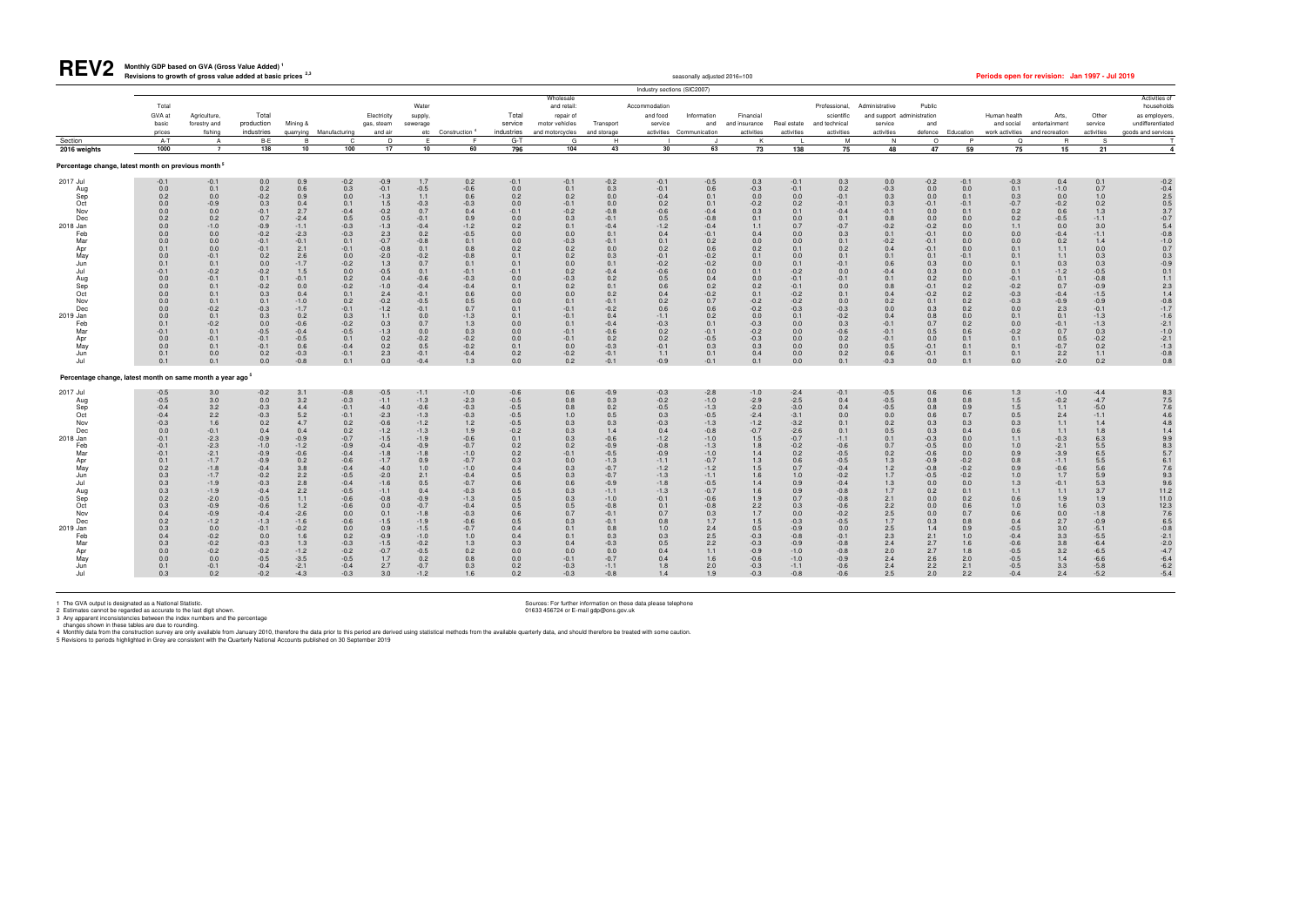# REV2

**Monthly GDP based on GVA (Gross Value Added) [1]**
**Revisions to growth of gross value added at basic prices [2,3]**

seasonally adjusted 2016=100

**Periods open for revision: Jan 1997 - Jul 2019**

Industry sections (SIC2007)

| | Total GVA at basic prices | Agriculture, forestry and fishing | Total production industries | Mining & quarrying | Manufacturing | Electricity gas, steam and air | Water supply, sewerage etc | Construction [4] | Total service industries | Wholesale and retail: repair of motor vehicles and motorcycles | Transport and storage | Accommodation and food service activities | Information and Communication | Financial and insurance activities | Real estate activities | Professional, scientific and technical activities | Administrative and support service activities | Public administration and defence | Education | Human health and social work activities | Arts, entertainment and recreation | Other service activities | Activities of households as employers, undifferentiated goods and services |
|---|---|---|---|---|---|---|---|---|---|---|---|---|---|---|---|---|---|---|---|---|---|---|---|
| Section | A-T | A | B-E | B | C | D | E | F | G-T | G | H | I | J | K | L | M | N | O | P | Q | R | S | T |
| 2016 weights | 1000 | 7 | 138 | 10 | 100 | 17 | 10 | 60 | 796 | 104 | 43 | 30 | 63 | 73 | 138 | 75 | 48 | 47 | 59 | 75 | 15 | 21 | 4 |
| **Percentage change, latest month on previous month [5]** | | | | | | | | | | | | | | | | | | | | | | | |
| 2017 Jul | -0.1 | -0.1 | 0.0 | 0.9 | -0.2 | -0.9 | 1.7 | 0.2 | -0.1 | -0.1 | -0.2 | -0.1 | -0.5 | 0.3 | -0.1 | 0.3 | 0.0 | -0.2 | -0.1 | -0.3 | 0.4 | 0.1 | -0.2 |
| Aug | 0.0 | 0.1 | 0.2 | 0.6 | 0.3 | -0.1 | -0.5 | -0.6 | 0.0 | 0.1 | 0.3 | -0.1 | 0.6 | -0.3 | -0.1 | 0.2 | -0.3 | 0.0 | 0.0 | 0.1 | -1.0 | 0.7 | -0.4 |
| Sep | 0.2 | 0.0 | -0.2 | 0.9 | 0.0 | -1.3 | 1.1 | 0.6 | 0.2 | 0.2 | 0.0 | -0.4 | 0.1 | 0.0 | 0.0 | -0.1 | 0.3 | 0.0 | 0.1 | 0.3 | 0.0 | 1.0 | 2.5 |
| Oct | 0.0 | -0.9 | 0.3 | 0.4 | 0.1 | 1.5 | -0.3 | -0.3 | 0.0 | -0.1 | 0.0 | 0.2 | 0.1 | -0.2 | 0.2 | -0.1 | 0.3 | -0.1 | -0.1 | -0.7 | -0.2 | 0.2 | 0.5 |
| Nov | 0.0 | 0.0 | -0.1 | 2.7 | -0.4 | -0.2 | 0.7 | 0.4 | -0.1 | -0.2 | -0.8 | -0.6 | -0.4 | 0.3 | 0.1 | -0.4 | -0.1 | 0.0 | 0.1 | 0.2 | 0.6 | 1.3 | 3.7 |
| Dec | 0.2 | 0.2 | 0.7 | -2.4 | 0.5 | 0.5 | -0.1 | 0.9 | 0.0 | 0.3 | -0.1 | 0.5 | -0.8 | 0.1 | 0.0 | 0.1 | 0.8 | 0.0 | 0.0 | 0.2 | -0.5 | -1.1 | -0.7 |
| 2018 Jan | 0.0 | -1.0 | -0.9 | -1.1 | -0.3 | -1.3 | -0.4 | -1.2 | 0.2 | 0.1 | -0.4 | -1.2 | -0.4 | 1.1 | 0.7 | -0.7 | -0.2 | -0.2 | 0.0 | 1.1 | 0.0 | 3.0 | 5.4 |
| Feb | 0.0 | 0.0 | -0.2 | -2.3 | -0.3 | 2.3 | 0.2 | -0.5 | 0.0 | 0.0 | 0.1 | 0.4 | -0.1 | 0.4 | 0.0 | 0.3 | 0.1 | -0.1 | 0.0 | 0.0 | -0.4 | -1.1 | -0.8 |
| Mar | 0.0 | 0.0 | -0.1 | -0.1 | 0.1 | -0.7 | -0.8 | 0.1 | 0.0 | -0.3 | -0.1 | 0.1 | 0.2 | 0.0 | 0.0 | 0.1 | -0.2 | -0.1 | 0.0 | 0.0 | 0.2 | 1.4 | -1.0 |
| Apr | 0.1 | 0.0 | -0.1 | 2.1 | -0.1 | -0.8 | 0.1 | 0.8 | 0.2 | 0.2 | 0.0 | 0.2 | 0.6 | 0.2 | 0.1 | 0.2 | 0.4 | -0.1 | 0.0 | 0.1 | 1.1 | 0.0 | 0.7 |
| May | 0.0 | -0.1 | 0.2 | 2.6 | 0.0 | -2.0 | -0.2 | -0.8 | 0.1 | 0.2 | 0.3 | -0.1 | -0.2 | 0.1 | 0.0 | 0.1 | 0.1 | 0.1 | -0.1 | 0.1 | 1.1 | 0.3 | 0.3 |
| Jun | 0.1 | 0.1 | 0.0 | -1.7 | -0.2 | 1.3 | 0.7 | 0.1 | 0.1 | 0.0 | 0.1 | -0.2 | -0.2 | 0.0 | 0.1 | -0.1 | 0.6 | 0.3 | 0.0 | 0.1 | 0.3 | 0.3 | -0.9 |
| Jul | -0.1 | -0.2 | -0.2 | 1.5 | 0.0 | -0.5 | 0.1 | -0.1 | -0.1 | 0.2 | -0.4 | -0.6 | 0.0 | 0.1 | -0.2 | 0.0 | -0.4 | 0.3 | 0.0 | 0.1 | -1.2 | -0.5 | 0.1 |
| Aug | 0.0 | -0.1 | 0.1 | -0.1 | 0.2 | 0.4 | -0.6 | -0.3 | 0.0 | -0.3 | 0.2 | 0.5 | 0.4 | 0.0 | -0.1 | -0.1 | 0.1 | 0.2 | 0.0 | -0.1 | 0.1 | -0.8 | 1.1 |
| Sep | 0.0 | 0.1 | -0.2 | 0.0 | -0.2 | -1.0 | -0.4 | -0.4 | 0.1 | 0.2 | 0.1 | 0.6 | 0.2 | 0.2 | -0.1 | 0.0 | 0.8 | -0.1 | 0.2 | -0.2 | 0.7 | -0.9 | 2.3 |
| Oct | 0.0 | 0.1 | 0.3 | 0.4 | 0.1 | 2.4 | -0.1 | 0.6 | 0.0 | 0.0 | 0.2 | 0.4 | -0.2 | 0.1 | -0.2 | 0.1 | 0.4 | -0.2 | 0.2 | -0.3 | -0.4 | -1.5 | 1.4 |
| Nov | 0.0 | 0.1 | 0.1 | -1.0 | 0.2 | -0.2 | -0.5 | 0.5 | 0.0 | 0.1 | -0.1 | 0.2 | 0.7 | -0.2 | -0.2 | 0.0 | 0.2 | 0.1 | 0.2 | -0.3 | -0.9 | -0.9 | -0.8 |
| Dec | 0.0 | -0.2 | -0.3 | -1.7 | -0.1 | -1.2 | -0.1 | 0.7 | 0.1 | -0.1 | -0.2 | 0.6 | 0.6 | -0.2 | -0.3 | -0.3 | 0.0 | 0.3 | 0.2 | 0.0 | 2.3 | -0.1 | -1.7 |
| 2019 Jan | 0.0 | 0.1 | 0.3 | 0.2 | 0.3 | 1.1 | 0.0 | -1.3 | 0.1 | -0.1 | 0.4 | -1.1 | 0.2 | 0.0 | 0.1 | -0.2 | 0.4 | 0.8 | 0.0 | 0.1 | 0.1 | -1.3 | -1.6 |
| Feb | 0.1 | -0.2 | 0.0 | -0.6 | -0.2 | 0.3 | 0.7 | 1.3 | 0.0 | 0.1 | -0.4 | -0.3 | 0.1 | -0.3 | 0.0 | 0.3 | -0.1 | 0.7 | 0.2 | 0.0 | -0.1 | -1.3 | -2.1 |
| Mar | -0.1 | 0.1 | -0.5 | -0.4 | -0.5 | -1.3 | 0.0 | 0.3 | 0.0 | -0.1 | -0.6 | 0.2 | -0.1 | -0.2 | 0.0 | -0.6 | -0.1 | 0.5 | 0.6 | -0.2 | 0.7 | 0.3 | -1.0 |
| Apr | 0.0 | -0.1 | -0.1 | -0.5 | 0.1 | 0.2 | -0.2 | -0.2 | 0.0 | -0.1 | 0.2 | 0.2 | -0.5 | -0.3 | 0.0 | 0.2 | -0.1 | 0.0 | 0.1 | 0.1 | 0.5 | -0.2 | -2.1 |
| May | 0.0 | 0.1 | -0.1 | 0.6 | -0.4 | 0.2 | 0.5 | -0.2 | 0.1 | 0.0 | -0.3 | -0.1 | 0.3 | 0.3 | 0.0 | 0.0 | 0.5 | -0.1 | 0.1 | 0.1 | -0.7 | 0.2 | -1.3 |
| Jun | 0.1 | 0.0 | 0.2 | -0.3 | -0.1 | 2.3 | -0.1 | -0.4 | 0.2 | -0.2 | -0.1 | 1.1 | 0.1 | 0.4 | 0.0 | 0.2 | 0.6 | -0.1 | 0.1 | 0.1 | 2.2 | 1.1 | -0.8 |
| Jul | 0.1 | 0.1 | 0.0 | -0.8 | 0.1 | 0.0 | -0.4 | 1.3 | 0.0 | 0.2 | -0.1 | -0.9 | -0.1 | 0.1 | 0.0 | 0.1 | -0.3 | 0.0 | 0.1 | 0.0 | -2.0 | 0.2 | 0.8 |
| **Percentage change, latest month on same month a year ago [5]** | | | | | | | | | | | | | | | | | | | | | | | |
| 2017 Jul | -0.5 | 3.0 | -0.2 | 3.1 | -0.8 | -0.5 | -1.1 | -1.0 | -0.6 | 0.6 | -0.9 | -0.3 | -2.8 | -1.0 | -2.4 | -0.1 | -0.5 | 0.6 | 0.6 | 1.3 | -1.0 | -4.4 | 8.3 |
| Aug | -0.5 | 3.0 | 0.0 | 3.2 | -0.3 | -1.1 | -1.3 | -2.3 | -0.5 | 0.8 | 0.3 | -0.2 | -1.0 | -2.9 | -2.5 | 0.4 | -0.5 | 0.8 | 0.8 | 1.5 | -0.2 | -4.7 | 7.5 |
| Sep | -0.4 | 3.2 | -0.3 | 4.4 | -0.1 | -4.0 | -0.6 | -0.3 | -0.5 | 0.8 | 0.2 | -0.5 | -1.3 | -2.0 | -3.0 | 0.4 | -0.5 | 0.8 | 0.9 | 1.5 | 1.1 | -5.0 | 7.6 |
| Oct | -0.4 | 2.2 | -0.3 | 5.2 | -0.1 | -2.3 | -1.3 | -0.3 | -0.5 | 1.0 | 0.5 | 0.3 | -0.5 | -2.4 | -3.1 | 0.0 | 0.0 | 0.6 | 0.7 | 0.5 | 2.4 | -1.1 | 4.6 |
| Nov | -0.3 | 1.6 | 0.2 | 4.7 | 0.2 | -0.6 | -1.2 | 1.2 | -0.5 | 0.3 | 0.3 | -0.3 | -1.3 | -1.2 | -3.2 | 0.1 | 0.2 | 0.3 | 0.3 | 0.3 | 1.1 | 1.4 | 4.8 |
| Dec | 0.0 | -0.1 | 0.4 | 0.4 | 0.2 | -1.2 | -1.3 | 1.9 | -0.2 | 0.3 | 1.4 | 0.4 | -0.8 | -0.7 | -2.6 | 0.1 | 0.5 | 0.3 | 0.4 | 0.6 | 1.1 | 1.8 | 1.4 |
| 2018 Jan | -0.1 | -2.3 | -0.9 | -0.9 | -0.7 | -1.5 | -1.9 | -0.6 | 0.1 | 0.3 | -0.6 | -1.2 | -1.0 | 1.5 | -0.7 | -1.1 | 0.1 | -0.3 | 0.0 | 1.1 | -0.3 | 6.3 | 9.9 |
| Feb | -0.1 | -2.3 | -1.0 | -1.2 | -0.9 | -0.4 | -0.9 | -0.7 | 0.2 | 0.2 | -0.9 | -0.8 | -1.3 | 1.8 | -0.2 | -0.6 | 0.7 | -0.5 | 0.0 | 1.0 | -2.1 | 5.5 | 8.3 |
| Mar | -0.1 | -2.1 | -0.9 | -0.6 | -0.4 | -1.8 | -1.8 | -1.0 | 0.2 | -0.1 | -0.5 | -0.9 | -1.0 | 1.4 | 0.2 | -0.5 | 0.2 | -0.6 | 0.0 | 0.9 | -3.9 | 6.5 | 5.7 |
| Apr | 0.1 | -1.7 | -0.9 | 0.2 | -0.6 | -1.7 | 0.9 | -0.7 | 0.3 | 0.0 | -1.3 | -1.1 | -0.7 | 1.3 | 0.6 | -0.5 | 1.3 | -0.9 | -0.2 | 0.8 | -1.1 | 5.5 | 6.1 |
| May | 0.2 | -1.8 | -0.4 | 3.8 | -0.4 | -4.0 | 1.0 | -1.0 | 0.4 | 0.3 | -0.7 | -1.2 | -1.2 | 1.5 | 0.7 | -0.4 | 1.2 | -0.8 | -0.2 | 0.9 | -0.6 | 5.6 | 7.6 |
| Jun | 0.3 | -1.7 | -0.2 | 2.2 | -0.5 | -2.0 | 2.1 | -0.4 | 0.5 | 0.3 | -0.7 | -1.3 | -1.1 | 1.6 | 1.0 | -0.2 | 1.7 | -0.5 | -0.2 | 1.0 | 1.7 | 5.9 | 9.3 |
| Jul | 0.3 | -1.9 | -0.3 | 2.8 | -0.4 | -1.6 | 0.5 | -0.7 | 0.6 | 0.6 | -0.9 | -1.8 | -0.5 | 1.4 | 0.9 | -0.4 | 1.3 | 0.0 | 0.0 | 1.3 | -0.1 | 5.3 | 9.6 |
| Aug | 0.3 | -1.9 | -0.4 | 2.2 | -0.5 | -1.1 | 0.4 | -0.3 | 0.5 | 0.3 | -1.1 | -1.3 | -0.7 | 1.6 | 0.9 | -0.8 | 1.7 | 0.2 | 0.1 | 1.1 | 1.1 | 3.7 | 11.2 |
| Sep | 0.2 | -2.0 | -0.5 | 1.1 | -0.6 | -0.8 | -0.9 | -1.3 | 0.5 | 0.3 | -1.0 | -0.1 | -0.6 | 1.9 | 0.7 | -0.8 | 2.1 | 0.0 | 0.2 | 0.6 | 1.9 | 1.9 | 11.0 |
| Oct | 0.3 | -0.9 | -0.6 | 1.2 | -0.6 | 0.0 | -0.7 | -0.4 | 0.5 | 0.5 | -0.8 | 0.1 | -0.8 | 2.2 | 0.3 | -0.6 | 2.2 | 0.0 | 0.6 | 1.0 | 1.6 | 0.3 | 12.3 |
| Nov | 0.4 | -0.9 | -0.4 | -2.6 | 0.0 | 0.1 | -1.8 | -0.3 | 0.6 | 0.7 | -0.1 | 0.7 | 0.3 | 1.7 | 0.0 | -0.2 | 2.5 | 0.0 | 0.7 | 0.6 | 0.0 | -1.8 | 7.6 |
| Dec | 0.2 | -1.2 | -1.3 | -1.6 | -0.6 | -1.5 | -1.9 | -0.6 | 0.5 | 0.3 | -0.1 | 0.8 | 1.7 | 1.5 | -0.3 | -0.5 | 1.7 | 0.3 | 0.8 | 0.4 | 2.7 | -0.9 | 6.5 |
| 2019 Jan | 0.3 | 0.0 | -0.1 | -0.2 | 0.0 | 0.9 | -1.5 | -0.7 | 0.4 | 0.1 | 0.8 | 1.0 | 2.4 | 0.5 | -0.9 | 0.0 | 2.5 | 1.4 | 0.9 | -0.5 | 3.0 | -5.1 | -0.8 |
| Feb | 0.4 | -0.2 | 0.0 | 1.6 | 0.2 | -0.9 | -1.0 | 1.0 | 0.4 | 0.1 | 0.3 | 0.3 | 2.5 | -0.3 | -0.8 | -0.1 | 2.3 | 2.1 | 1.0 | -0.4 | 3.3 | -5.5 | -2.1 |
| Mar | 0.3 | -0.2 | -0.3 | 1.3 | -0.3 | -1.5 | -0.2 | 1.3 | 0.3 | 0.4 | -0.3 | 0.5 | 2.2 | -0.3 | -0.9 | -0.8 | 2.4 | 2.7 | 1.6 | -0.6 | 3.8 | -6.4 | -2.0 |
| Apr | 0.0 | -0.2 | -0.2 | -1.2 | -0.2 | -0.7 | -0.5 | 0.2 | 0.0 | 0.0 | 0.0 | 0.4 | 1.1 | -0.9 | -1.0 | -0.8 | 2.0 | 2.7 | 1.8 | -0.5 | 3.2 | -6.5 | -4.7 |
| May | 0.0 | 0.0 | -0.5 | -3.5 | -0.5 | 1.7 | 0.2 | 0.8 | 0.0 | -0.1 | -0.7 | 0.4 | 1.6 | -0.6 | -1.0 | -0.9 | 2.4 | 2.6 | 2.0 | -0.5 | 1.4 | -6.6 | -6.4 |
| Jun | 0.1 | -0.1 | -0.4 | -2.1 | -0.4 | 2.7 | -0.7 | 0.3 | 0.2 | -0.3 | -1.1 | 1.8 | 2.0 | -0.3 | -1.1 | -0.6 | 2.4 | 2.2 | 2.1 | -0.5 | 3.3 | -5.8 | -6.2 |
| Jul | 0.3 | 0.2 | -0.2 | -4.3 | -0.3 | 3.0 | -1.2 | 1.6 | 0.2 | -0.3 | -0.8 | 1.4 | 1.9 | -0.3 | -0.8 | -0.6 | 2.5 | 2.0 | 2.2 | -0.4 | 2.4 | -5.2 | -5.4 |

1 The GVA output is designated as a National Statistic.
2 Estimates cannot be regarded as accurate to the last digit shown.
3 Any apparent inconsistencies between the index numbers and the percentage changes shown in these tables are due to rounding.
4 Monthly data from the construction survey are only available from January 2010, therefore the data prior to this period are derived using statistical methods from the available quarterly data, and should therefore be treated with some caution.
5 Revisions to periods highlighted in Grey are consistent with the Quarterly National Accounts published on 30 September 2019

Sources: For further information on these data please telephone 01633 456724 or E-mail gdp@ons.gov.uk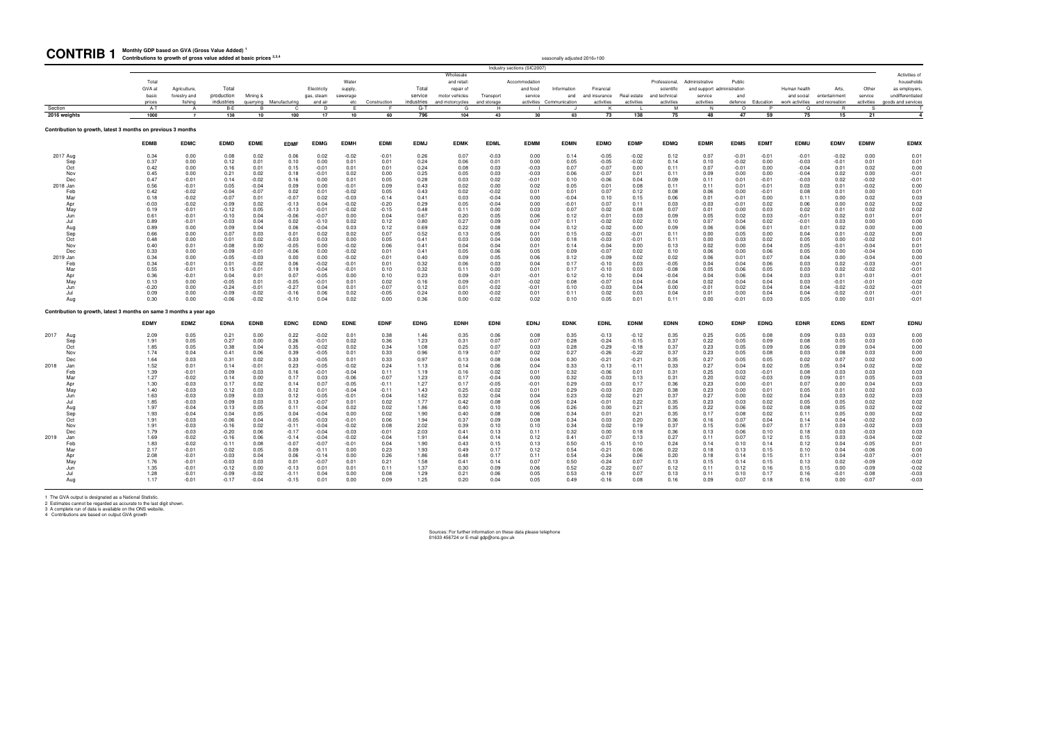# CONTRIB 1 Monthly GDP based on GVA (Gross Value Added) [1]

**Contributions to growth of gross value added at basic prices [2,3,4]**

seasonally adjusted 2016=100

Industry sections (SIC2007)

| | Total GVA at basic prices | Agriculture, forestry and fishing | Total production industries | Mining & quarrying | Manufacturing | Electricity gas, steam and air | Water supply, sewerage etc | Construction | Total service industries | Wholesale and retail; repair of motor vehicles and motorcycles | Transport and storage | Accommodation and food service activities | Information and Communication | Financial and insurance activities | Real estate activities | Professional, scientific and technical activities | Administrative and support service activities | Public administration and defence | Education | Human health and social work activities | Arts, entertainment and recreation | Other service activities | Activities of households as employers, undifferentiated goods and services |
|---|---|---|---|---|---|---|---|---|---|---|---|---|---|---|---|---|---|---|---|---|---|---|---|
| Section | A-T | A | B-E | B | C | D | E | F | G-T | G | H | I | J | K | L | M | N | O | P | Q | R | S | T |
| 2016 weights | 1000 | 7 | 138 | 10 | 100 | 17 | 10 | 60 | 796 | 104 | 43 | 30 | 63 | 73 | 138 | 75 | 48 | 47 | 59 | 75 | 15 | 21 | 4 |

**Contribution to growth, latest 3 months on previous 3 months**

| | EDMB | EDMC | EDMD | EDME | EDMF | EDMG | EDMH | EDMI | EDMJ | EDMK | EDML | EDMM | EDMN | EDMO | EDMP | EDMQ | EDMR | EDMS | EDMT | EDMU | EDMV | EDMW | EDMX |
|---|---|---|---|---|---|---|---|---|---|---|---|---|---|---|---|---|---|---|---|---|---|---|---|
| 2017 Aug | 0.34 | 0.00 | 0.08 | 0.02 | 0.06 | 0.02 | -0.02 | -0.01 | 0.26 | 0.07 | -0.03 | 0.00 | 0.14 | -0.05 | -0.02 | 0.12 | 0.07 | -0.01 | -0.01 | -0.01 | -0.02 | 0.00 | 0.01 |
| Sep | 0.37 | 0.00 | 0.12 | 0.01 | 0.10 | 0.00 | 0.01 | 0.01 | 0.24 | 0.06 | 0.01 | 0.00 | 0.05 | -0.05 | -0.02 | 0.14 | 0.10 | -0.02 | 0.00 | -0.03 | -0.01 | 0.01 | 0.01 |
| Oct | 0.42 | 0.00 | 0.16 | 0.01 | 0.15 | -0.01 | 0.01 | 0.01 | 0.24 | 0.08 | 0.03 | -0.03 | 0.07 | -0.07 | 0.00 | 0.11 | 0.07 | -0.01 | 0.00 | -0.04 | 0.01 | 0.02 | 0.00 |
| Nov | 0.45 | 0.00 | 0.21 | 0.02 | 0.18 | -0.01 | 0.02 | 0.00 | 0.25 | 0.05 | 0.03 | -0.03 | 0.06 | -0.07 | 0.01 | 0.11 | 0.09 | 0.00 | 0.00 | -0.04 | 0.02 | 0.00 | -0.01 |
| Dec | 0.47 | -0.01 | 0.14 | -0.02 | 0.16 | 0.00 | 0.01 | 0.05 | 0.28 | 0.03 | 0.02 | -0.01 | 0.10 | -0.06 | 0.04 | 0.09 | 0.11 | 0.01 | -0.01 | -0.03 | 0.02 | -0.02 | -0.01 |
| 2018 Jan | 0.56 | -0.01 | 0.05 | -0.04 | 0.09 | 0.00 | -0.01 | 0.09 | 0.43 | 0.02 | 0.00 | 0.02 | 0.05 | 0.01 | 0.08 | 0.11 | 0.11 | 0.01 | -0.01 | 0.03 | 0.01 | -0.02 | 0.00 |
| Feb | 0.42 | -0.02 | -0.04 | -0.07 | 0.02 | 0.01 | -0.02 | 0.05 | 0.43 | 0.02 | -0.02 | 0.01 | 0.01 | 0.07 | 0.12 | 0.08 | 0.06 | 0.00 | -0.01 | 0.08 | 0.01 | 0.00 | 0.01 |
| Mar | 0.18 | -0.02 | -0.07 | 0.01 | -0.07 | 0.02 | -0.03 | -0.14 | 0.41 | 0.03 | -0.04 | 0.00 | -0.04 | 0.10 | 0.15 | 0.06 | 0.01 | -0.01 | 0.00 | 0.11 | 0.00 | 0.02 | 0.03 |
| Apr | -0.03 | -0.02 | -0.09 | 0.02 | -0.13 | 0.04 | -0.02 | -0.20 | 0.29 | 0.05 | -0.04 | 0.00 | -0.01 | 0.07 | 0.11 | 0.03 | -0.03 | -0.01 | 0.02 | 0.06 | 0.00 | 0.02 | 0.02 |
| May | 0.19 | -0.01 | -0.12 | 0.05 | -0.13 | -0.01 | -0.02 | -0.15 | 0.48 | 0.11 | 0.00 | 0.03 | 0.07 | 0.02 | 0.08 | 0.07 | 0.01 | 0.00 | 0.03 | 0.02 | 0.01 | 0.02 | 0.02 |
| Jun | 0.61 | -0.01 | -0.10 | 0.04 | -0.06 | -0.07 | 0.00 | 0.04 | 0.67 | 0.20 | 0.05 | 0.06 | 0.12 | -0.01 | 0.03 | 0.09 | 0.05 | 0.02 | 0.03 | -0.01 | 0.02 | 0.01 | 0.01 |
| Jul | 0.89 | -0.01 | -0.03 | 0.04 | 0.02 | -0.10 | 0.02 | 0.12 | 0.80 | 0.27 | 0.09 | 0.07 | 0.11 | -0.02 | 0.02 | 0.10 | 0.07 | 0.04 | 0.02 | -0.01 | 0.03 | 0.00 | 0.00 |
| Aug | 0.89 | 0.00 | 0.09 | 0.04 | 0.06 | -0.04 | 0.03 | 0.12 | 0.69 | 0.22 | 0.08 | 0.04 | 0.12 | -0.02 | 0.00 | 0.09 | 0.06 | 0.06 | 0.01 | 0.01 | 0.02 | 0.00 | 0.00 |
| Sep | 0.66 | 0.00 | 0.07 | 0.03 | 0.01 | 0.02 | 0.02 | 0.07 | 0.52 | 0.13 | 0.05 | 0.01 | 0.15 | -0.02 | -0.01 | 0.11 | 0.00 | 0.05 | 0.00 | 0.04 | 0.01 | -0.02 | 0.00 |
| Oct | 0.48 | 0.00 | 0.01 | 0.02 | -0.03 | 0.03 | 0.00 | 0.05 | 0.41 | 0.03 | 0.04 | 0.00 | 0.18 | -0.03 | -0.01 | 0.11 | 0.00 | 0.03 | 0.02 | 0.05 | 0.00 | -0.02 | 0.01 |
| Nov | 0.40 | 0.01 | -0.08 | 0.00 | -0.05 | 0.00 | -0.02 | 0.06 | 0.41 | 0.04 | 0.04 | 0.01 | 0.14 | -0.04 | 0.00 | 0.13 | 0.02 | 0.00 | 0.04 | 0.05 | -0.01 | -0.04 | 0.01 |
| Dec | 0.33 | 0.00 | -0.09 | -0.01 | -0.06 | 0.00 | -0.02 | 0.01 | 0.41 | 0.05 | 0.06 | 0.05 | 0.09 | -0.07 | 0.02 | 0.10 | 0.06 | 0.00 | 0.06 | 0.05 | 0.00 | -0.04 | 0.00 |
| 2019 Jan | 0.34 | 0.00 | -0.05 | -0.03 | 0.00 | 0.00 | -0.02 | -0.01 | 0.40 | 0.09 | 0.05 | 0.06 | 0.12 | -0.09 | 0.02 | 0.02 | 0.06 | 0.01 | 0.07 | 0.04 | 0.00 | -0.04 | 0.00 |
| Feb | 0.34 | -0.01 | 0.01 | -0.02 | 0.06 | -0.02 | -0.01 | 0.01 | 0.32 | 0.06 | 0.03 | 0.04 | 0.17 | -0.10 | 0.03 | -0.05 | 0.04 | 0.04 | 0.06 | 0.03 | 0.02 | -0.03 | -0.01 |
| Mar | 0.55 | -0.01 | 0.15 | -0.01 | 0.19 | -0.04 | -0.01 | 0.10 | 0.32 | 0.11 | 0.00 | 0.01 | 0.17 | -0.10 | 0.03 | -0.08 | 0.05 | 0.06 | 0.05 | 0.03 | 0.02 | -0.02 | -0.01 |
| Apr | 0.36 | -0.01 | 0.04 | 0.01 | 0.07 | -0.05 | 0.00 | 0.10 | 0.23 | 0.09 | -0.01 | -0.01 | 0.12 | -0.10 | 0.04 | -0.04 | 0.04 | 0.06 | 0.04 | 0.03 | 0.01 | -0.01 | -0.01 |
| May | 0.13 | 0.00 | -0.05 | 0.01 | -0.05 | -0.01 | 0.01 | 0.02 | 0.16 | 0.09 | -0.01 | -0.02 | 0.08 | -0.07 | 0.04 | -0.04 | 0.02 | 0.04 | 0.04 | 0.03 | -0.01 | -0.01 | -0.02 |
| Jun | -0.20 | 0.00 | -0.24 | -0.01 | -0.27 | 0.04 | 0.01 | -0.07 | 0.12 | 0.01 | -0.02 | -0.01 | 0.10 | -0.03 | 0.04 | 0.00 | -0.01 | 0.02 | 0.04 | 0.04 | -0.02 | -0.02 | -0.01 |
| Jul | 0.09 | 0.00 | -0.09 | -0.02 | -0.16 | 0.06 | 0.02 | -0.05 | 0.24 | 0.00 | -0.02 | 0.01 | 0.11 | 0.02 | 0.03 | 0.04 | 0.01 | 0.00 | 0.04 | 0.04 | -0.02 | -0.01 | -0.01 |
| Aug | 0.30 | 0.00 | -0.06 | -0.02 | -0.10 | 0.04 | 0.02 | 0.00 | 0.36 | 0.00 | -0.02 | 0.02 | 0.10 | 0.05 | 0.01 | 0.11 | 0.00 | -0.01 | 0.03 | 0.05 | 0.00 | 0.01 | -0.01 |

**Contribution to growth, latest 3 months on same 3 months a year ago**

| | EDMY | EDMZ | EDNA | EDNB | EDNC | EDND | EDNE | EDNF | EDNG | EDNH | EDNI | EDNJ | EDNK | EDNL | EDNM | EDNN | EDNO | EDNP | EDNQ | EDNR | EDNS | EDNT | EDNU |
|---|---|---|---|---|---|---|---|---|---|---|---|---|---|---|---|---|---|---|---|---|---|---|---|
| 2017 Aug | 2.09 | 0.05 | 0.21 | 0.00 | 0.22 | -0.02 | 0.01 | 0.38 | 1.46 | 0.35 | 0.06 | 0.08 | 0.35 | -0.13 | -0.12 | 0.35 | 0.25 | 0.05 | 0.08 | 0.09 | 0.03 | 0.03 | 0.00 |
| Sep | 1.91 | 0.05 | 0.27 | 0.00 | 0.26 | -0.01 | 0.02 | 0.36 | 1.23 | 0.31 | 0.07 | 0.07 | 0.28 | -0.24 | -0.15 | 0.37 | 0.22 | 0.05 | 0.09 | 0.08 | 0.05 | 0.03 | 0.00 |
| Oct | 1.85 | 0.05 | 0.38 | 0.04 | 0.35 | -0.02 | 0.02 | 0.34 | 1.08 | 0.25 | 0.07 | 0.03 | 0.28 | -0.29 | -0.18 | 0.37 | 0.23 | 0.05 | 0.09 | 0.06 | 0.09 | 0.04 | 0.00 |
| Nov | 1.74 | 0.04 | 0.41 | 0.06 | 0.39 | -0.05 | 0.01 | 0.33 | 0.96 | 0.19 | 0.07 | 0.02 | 0.27 | -0.26 | -0.22 | 0.37 | 0.23 | 0.05 | 0.08 | 0.03 | 0.08 | 0.03 | 0.00 |
| Dec | 1.64 | 0.03 | 0.31 | 0.02 | 0.33 | -0.05 | 0.01 | 0.33 | 0.97 | 0.13 | 0.08 | 0.04 | 0.30 | -0.21 | -0.21 | 0.35 | 0.27 | 0.05 | 0.05 | 0.02 | 0.07 | 0.02 | 0.00 |
| 2018 Jan | 1.52 | 0.01 | 0.14 | -0.01 | 0.23 | -0.05 | -0.02 | 0.24 | 1.13 | 0.14 | 0.06 | 0.04 | 0.33 | -0.13 | -0.11 | 0.33 | 0.27 | 0.04 | 0.02 | 0.05 | 0.04 | 0.02 | 0.02 |
| Feb | 1.39 | -0.01 | 0.09 | -0.03 | 0.16 | -0.01 | -0.04 | 0.11 | 1.19 | 0.16 | 0.02 | 0.01 | 0.32 | -0.06 | 0.01 | 0.31 | 0.25 | 0.03 | -0.01 | 0.08 | 0.03 | 0.03 | 0.03 |
| Mar | 1.27 | -0.02 | 0.14 | 0.00 | 0.17 | 0.03 | -0.06 | -0.07 | 1.23 | 0.17 | -0.04 | 0.00 | 0.32 | -0.03 | 0.13 | 0.31 | 0.20 | 0.02 | -0.03 | 0.09 | 0.01 | 0.05 | 0.03 |
| Apr | 1.30 | -0.03 | 0.17 | 0.02 | 0.14 | 0.07 | -0.05 | -0.11 | 1.27 | 0.17 | -0.05 | -0.01 | 0.29 | -0.03 | 0.17 | 0.36 | 0.23 | 0.00 | -0.01 | 0.07 | 0.00 | 0.04 | 0.03 |
| May | 1.40 | -0.03 | 0.12 | 0.03 | 0.12 | 0.01 | -0.04 | -0.11 | 1.43 | 0.25 | -0.02 | 0.01 | 0.29 | -0.03 | 0.20 | 0.38 | 0.23 | 0.00 | 0.01 | 0.05 | 0.01 | 0.02 | 0.03 |
| Jun | 1.63 | -0.03 | 0.09 | 0.03 | 0.12 | -0.05 | -0.01 | -0.04 | 1.62 | 0.32 | 0.04 | 0.04 | 0.23 | -0.02 | 0.21 | 0.37 | 0.27 | 0.00 | 0.02 | 0.04 | 0.03 | 0.02 | 0.03 |
| Jul | 1.85 | -0.03 | 0.09 | 0.03 | 0.13 | -0.07 | 0.01 | 0.02 | 1.77 | 0.42 | 0.08 | 0.05 | 0.24 | -0.01 | 0.22 | 0.35 | 0.23 | 0.03 | 0.02 | 0.05 | 0.05 | 0.02 | 0.02 |
| Aug | 1.97 | -0.04 | 0.13 | 0.05 | 0.11 | -0.04 | 0.02 | 0.02 | 1.86 | 0.40 | 0.10 | 0.06 | 0.26 | 0.00 | 0.21 | 0.35 | 0.22 | 0.06 | 0.02 | 0.08 | 0.05 | 0.02 | 0.02 |
| Sep | 1.93 | -0.04 | 0.04 | 0.05 | 0.04 | -0.04 | 0.00 | 0.02 | 1.90 | 0.40 | 0.08 | 0.06 | 0.34 | 0.01 | 0.21 | 0.35 | 0.17 | 0.08 | 0.02 | 0.11 | 0.05 | 0.00 | 0.02 |
| Oct | 1.91 | -0.03 | -0.06 | 0.04 | -0.05 | -0.03 | -0.01 | 0.06 | 1.94 | 0.37 | 0.09 | 0.08 | 0.34 | 0.03 | 0.20 | 0.36 | 0.16 | 0.07 | 0.04 | 0.14 | 0.04 | -0.02 | 0.03 |
| Nov | 1.91 | -0.03 | -0.16 | 0.02 | -0.11 | -0.04 | -0.02 | 0.08 | 2.02 | 0.39 | 0.10 | 0.10 | 0.34 | 0.02 | 0.19 | 0.37 | 0.15 | 0.06 | 0.07 | 0.17 | 0.03 | -0.02 | 0.03 |
| Dec | 1.79 | -0.03 | -0.20 | 0.06 | -0.17 | -0.04 | -0.03 | -0.01 | 2.03 | 0.41 | 0.13 | 0.11 | 0.32 | 0.00 | 0.18 | 0.36 | 0.13 | 0.06 | 0.10 | 0.18 | 0.03 | -0.03 | 0.03 |
| 2019 Jan | 1.69 | -0.02 | -0.16 | 0.06 | -0.14 | -0.04 | -0.02 | -0.04 | 1.91 | 0.44 | 0.14 | 0.12 | 0.41 | -0.07 | 0.13 | 0.27 | 0.11 | 0.07 | 0.12 | 0.15 | 0.03 | -0.04 | 0.02 |
| Feb | 1.83 | -0.02 | -0.11 | 0.08 | -0.07 | -0.07 | -0.01 | 0.04 | 1.90 | 0.43 | 0.15 | 0.13 | 0.50 | -0.15 | 0.10 | 0.24 | 0.14 | 0.10 | 0.14 | 0.12 | 0.04 | -0.05 | 0.01 |
| Mar | 2.17 | -0.01 | 0.02 | 0.05 | 0.09 | -0.11 | 0.00 | 0.23 | 1.93 | 0.49 | 0.17 | 0.12 | 0.54 | -0.21 | 0.06 | 0.22 | 0.18 | 0.13 | 0.15 | 0.10 | 0.04 | -0.06 | 0.00 |
| Apr | 2.08 | -0.01 | -0.03 | 0.04 | 0.06 | -0.14 | 0.00 | 0.26 | 1.86 | 0.48 | 0.17 | 0.11 | 0.54 | -0.24 | 0.06 | 0.20 | 0.18 | 0.14 | 0.15 | 0.11 | 0.04 | -0.07 | -0.01 |
| May | 1.76 | -0.01 | -0.03 | 0.03 | 0.01 | -0.07 | 0.01 | 0.21 | 1.58 | 0.41 | 0.14 | 0.07 | 0.50 | -0.24 | 0.07 | 0.13 | 0.15 | 0.14 | 0.15 | 0.13 | 0.02 | -0.09 | -0.02 |
| Jun | 1.35 | -0.01 | -0.12 | 0.00 | -0.13 | 0.01 | 0.01 | 0.11 | 1.37 | 0.30 | 0.09 | 0.06 | 0.52 | -0.22 | 0.07 | 0.12 | 0.11 | 0.12 | 0.16 | 0.15 | 0.00 | -0.09 | -0.02 |
| Jul | 1.28 | -0.01 | -0.09 | -0.02 | -0.11 | 0.04 | 0.00 | 0.08 | 1.29 | 0.21 | 0.06 | 0.05 | 0.53 | -0.19 | 0.07 | 0.13 | 0.11 | 0.10 | 0.17 | 0.16 | -0.01 | -0.08 | -0.03 |
| Aug | 1.17 | -0.01 | -0.17 | -0.04 | -0.15 | 0.01 | 0.00 | 0.09 | 1.25 | 0.20 | 0.04 | 0.05 | 0.49 | -0.16 | 0.08 | 0.16 | 0.09 | 0.07 | 0.18 | 0.16 | 0.00 | -0.07 | -0.03 |

1 The GVA output is designated as a National Statistic.
2 Estimates cannot be regarded as accurate to the last digit shown.
3 A complete run of data is available on the ONS website.
4 Contributions are based on output GVA growth

Sources: For further information on these data please telephone 01633 456724 or E-mail gdp@ons.gov.uk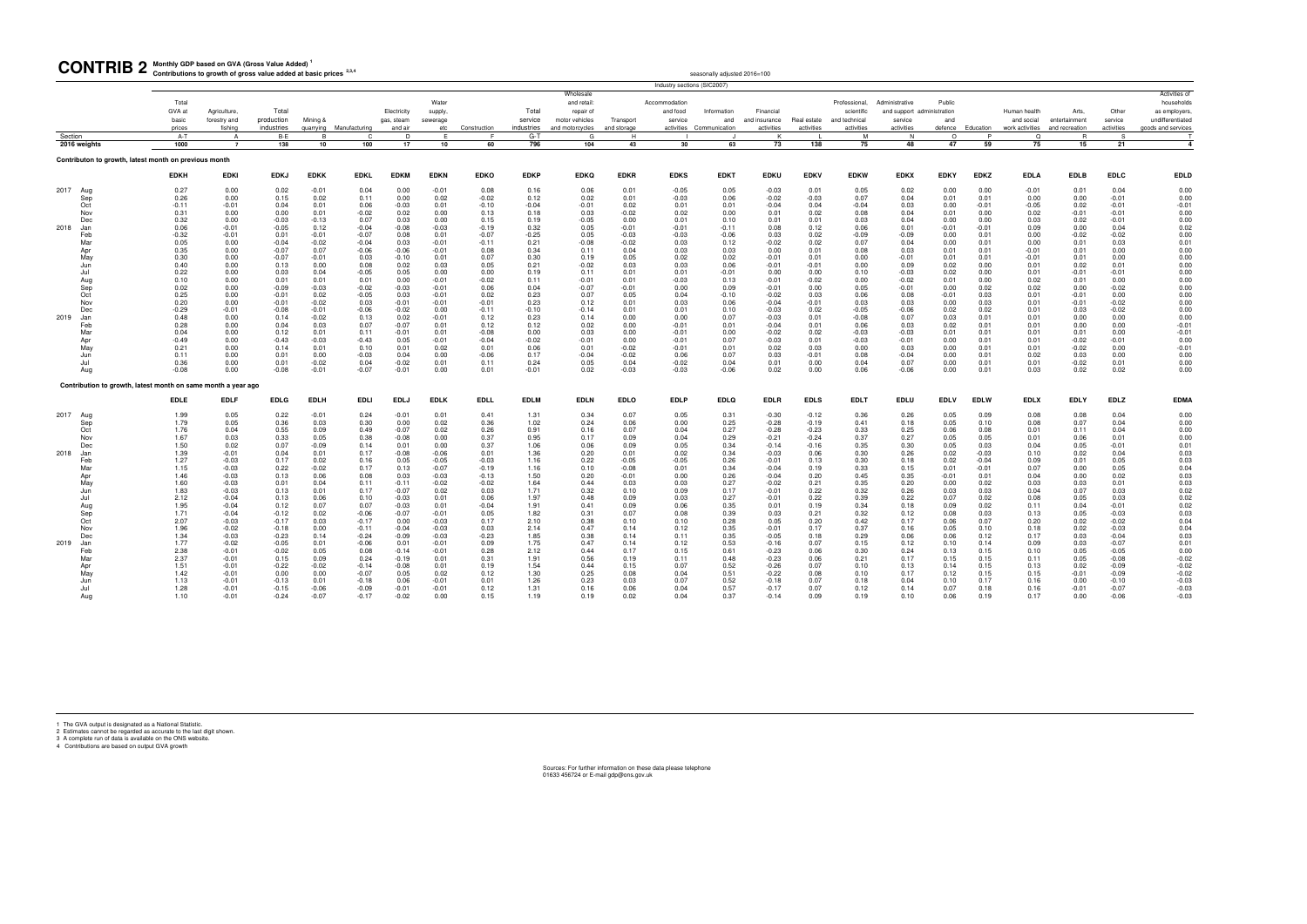# CONTRIB 2 Monthly GDP based on GVA (Gross Value Added) [1]

## Contributions to growth of gross value added at basic prices [2,3,4]

seasonally adjusted 2016=100

Industry sections (SIC2007)

| | | Total GVA at basic prices | Agriculture, forestry and fishing | Total production industries | Mining & quarrying | Manufacturing | Electricity gas, steam and air | Water supply, sewerage etc | Construction | Total service industries | Wholesale and retail: repair of motor vehicles and motorcycles | Transport and storage | Accommodation and food service activities | Information and Communication | Financial and insurance activities | Real estate activities | Professional, scientific and technical activities | Administrative and support service activities | Public administration and defence | Education | Human health and social work activities | Arts, entertainment and recreation | Other service activities | Activities of households as employers, undifferentiated goods and services |
|---|---|---|---|---|---|---|---|---|---|---|---|---|---|---|---|---|---|---|---|---|---|---|---|---|
| Section | | A-T | A | B-E | B | C | D | E | F | G-T | G | H | I | J | K | L | M | N | O | P | Q | R | S | T |
| 2016 weights | | 1000 | 7 | 138 | 10 | 100 | 17 | 10 | 60 | 796 | 104 | 43 | 30 | 63 | 73 | 138 | 75 | 48 | 47 | 59 | 75 | 15 | 21 | 4 |
| **Contributon to growth, latest month on previous month** | | | | | | | | | | | | | | | | | | | | | | | | |
| | | EDKH | EDKI | EDKJ | EDKK | EDKL | EDKM | EDKN | EDKO | EDKP | EDKQ | EDKR | EDKS | EDKT | EDKU | EDKV | EDKW | EDKX | EDKY | EDKZ | EDLA | EDLB | EDLC | EDLD |
| 2017 | Aug | 0.27 | 0.00 | 0.02 | -0.01 | 0.04 | 0.00 | -0.01 | 0.08 | 0.16 | 0.06 | 0.01 | -0.05 | 0.05 | -0.03 | 0.01 | 0.05 | 0.02 | 0.00 | 0.00 | -0.01 | 0.01 | 0.04 | 0.00 |
| | Sep | 0.26 | 0.00 | 0.15 | 0.02 | 0.11 | 0.00 | 0.02 | -0.02 | 0.12 | 0.02 | 0.01 | -0.03 | 0.06 | -0.02 | -0.03 | 0.07 | 0.04 | 0.01 | 0.01 | 0.00 | 0.00 | -0.01 | 0.00 |
| | Oct | -0.11 | -0.01 | 0.04 | 0.01 | 0.06 | -0.03 | 0.01 | -0.10 | -0.04 | -0.01 | 0.02 | 0.01 | 0.01 | -0.04 | 0.04 | -0.04 | 0.03 | 0.00 | -0.01 | -0.05 | 0.02 | -0.01 | -0.01 |
| | Nov | 0.31 | 0.00 | 0.00 | 0.01 | -0.02 | 0.02 | 0.00 | 0.13 | 0.18 | 0.03 | -0.02 | 0.02 | 0.00 | 0.01 | 0.02 | 0.08 | 0.04 | 0.01 | 0.00 | 0.02 | -0.01 | -0.01 | 0.00 |
| | Dec | 0.32 | 0.00 | -0.03 | -0.13 | 0.07 | 0.03 | 0.00 | 0.15 | 0.19 | -0.05 | 0.00 | 0.01 | 0.10 | 0.01 | 0.01 | 0.03 | 0.04 | 0.00 | 0.00 | 0.03 | 0.02 | -0.01 | 0.00 |
| 2018 | Jan | 0.06 | -0.01 | -0.05 | 0.12 | -0.04 | -0.08 | -0.03 | -0.19 | 0.32 | 0.05 | -0.01 | -0.01 | -0.11 | 0.08 | 0.12 | 0.06 | 0.01 | -0.01 | -0.01 | 0.09 | 0.00 | 0.04 | 0.02 |
| | Feb | -0.32 | -0.01 | 0.01 | -0.01 | -0.07 | 0.08 | 0.01 | -0.07 | -0.25 | 0.05 | -0.03 | -0.03 | -0.06 | 0.03 | 0.02 | -0.09 | -0.09 | 0.00 | 0.01 | 0.00 | -0.02 | -0.02 | 0.00 |
| | Mar | 0.05 | 0.00 | -0.04 | -0.02 | -0.04 | 0.03 | -0.01 | -0.11 | 0.21 | -0.08 | -0.02 | 0.03 | 0.12 | -0.02 | 0.02 | 0.07 | 0.04 | 0.00 | 0.01 | 0.00 | 0.01 | 0.03 | 0.01 |
| | Apr | 0.35 | 0.00 | -0.07 | 0.07 | -0.06 | -0.06 | -0.01 | 0.08 | 0.34 | 0.11 | 0.04 | 0.03 | 0.03 | 0.00 | 0.01 | 0.08 | 0.03 | 0.01 | 0.01 | -0.01 | 0.01 | 0.00 | 0.00 |
| | May | 0.30 | 0.00 | -0.07 | -0.01 | 0.03 | -0.10 | 0.01 | 0.07 | 0.30 | 0.19 | 0.05 | 0.02 | 0.02 | -0.01 | 0.01 | 0.00 | -0.01 | 0.01 | 0.01 | -0.01 | 0.01 | 0.00 | 0.00 |
| | Jun | 0.40 | 0.00 | 0.13 | 0.00 | 0.08 | 0.02 | 0.03 | 0.05 | 0.21 | -0.02 | 0.03 | 0.03 | 0.06 | -0.01 | -0.01 | 0.00 | 0.09 | 0.02 | 0.00 | 0.01 | 0.02 | 0.01 | 0.00 |
| | Jul | 0.22 | 0.00 | 0.03 | 0.04 | -0.05 | 0.05 | 0.00 | 0.00 | 0.19 | 0.11 | 0.01 | 0.01 | -0.01 | 0.00 | 0.00 | 0.10 | -0.03 | 0.02 | 0.00 | 0.01 | -0.01 | -0.01 | 0.00 |
| | Aug | 0.10 | 0.00 | 0.01 | 0.01 | 0.01 | 0.00 | -0.01 | -0.02 | 0.11 | -0.01 | 0.01 | -0.03 | 0.13 | -0.01 | -0.02 | 0.00 | -0.02 | 0.01 | 0.00 | 0.02 | 0.01 | 0.00 | 0.00 |
| | Sep | 0.02 | 0.00 | -0.09 | -0.03 | -0.02 | -0.03 | -0.01 | 0.06 | 0.04 | -0.07 | -0.01 | 0.00 | 0.09 | -0.01 | 0.00 | 0.05 | -0.01 | 0.00 | 0.02 | 0.02 | 0.00 | -0.02 | 0.00 |
| | Oct | 0.25 | 0.00 | -0.01 | 0.02 | -0.05 | 0.03 | -0.01 | 0.02 | 0.23 | 0.07 | 0.05 | 0.04 | -0.10 | -0.02 | 0.03 | 0.06 | 0.08 | -0.01 | 0.03 | 0.01 | -0.01 | 0.00 | 0.00 |
| | Nov | 0.20 | 0.00 | -0.01 | -0.02 | 0.03 | -0.01 | -0.01 | -0.01 | 0.23 | 0.12 | 0.01 | 0.03 | 0.06 | -0.04 | -0.01 | 0.03 | 0.03 | 0.00 | 0.03 | 0.01 | -0.01 | -0.02 | 0.00 |
| | Dec | -0.29 | -0.01 | -0.08 | -0.01 | -0.06 | -0.02 | 0.00 | -0.11 | -0.10 | -0.14 | 0.01 | 0.01 | 0.10 | -0.03 | 0.02 | -0.05 | -0.06 | 0.02 | 0.02 | 0.01 | 0.03 | -0.02 | 0.00 |
| 2019 | Jan | 0.48 | 0.00 | 0.14 | -0.02 | 0.13 | 0.02 | -0.01 | 0.12 | 0.23 | 0.14 | 0.00 | 0.00 | 0.07 | -0.03 | 0.01 | -0.08 | 0.07 | 0.03 | 0.01 | 0.01 | 0.00 | 0.00 | 0.00 |
| | Feb | 0.28 | 0.00 | 0.04 | 0.03 | 0.07 | -0.07 | 0.01 | 0.12 | 0.12 | 0.02 | 0.00 | -0.01 | 0.01 | -0.04 | 0.01 | 0.06 | 0.03 | 0.02 | 0.01 | 0.01 | 0.00 | 0.00 | -0.01 |
| | Mar | 0.04 | 0.00 | 0.12 | 0.01 | 0.11 | -0.01 | 0.01 | -0.08 | 0.00 | 0.03 | 0.00 | -0.01 | 0.00 | -0.02 | 0.02 | -0.03 | -0.03 | 0.01 | 0.01 | 0.01 | 0.01 | 0.00 | -0.01 |
| | Apr | -0.49 | 0.00 | -0.43 | -0.03 | -0.43 | 0.05 | -0.01 | -0.04 | -0.02 | -0.01 | 0.00 | -0.01 | 0.07 | -0.03 | 0.01 | -0.03 | -0.01 | 0.00 | 0.01 | 0.01 | -0.02 | -0.01 | 0.00 |
| | May | 0.21 | 0.00 | 0.14 | 0.01 | 0.10 | 0.01 | 0.02 | 0.01 | 0.06 | 0.01 | -0.02 | -0.01 | 0.01 | 0.02 | 0.03 | 0.00 | 0.03 | 0.00 | 0.01 | 0.01 | -0.02 | 0.00 | -0.01 |
| | Jun | 0.11 | 0.00 | 0.01 | 0.00 | -0.03 | 0.04 | 0.00 | -0.06 | 0.17 | -0.04 | -0.02 | 0.06 | 0.07 | 0.03 | -0.01 | 0.08 | -0.04 | 0.00 | 0.01 | 0.02 | 0.03 | 0.00 | 0.00 |
| | Jul | 0.36 | 0.00 | 0.01 | -0.02 | 0.04 | -0.02 | 0.01 | 0.11 | 0.24 | 0.05 | 0.04 | -0.02 | 0.04 | 0.01 | 0.00 | 0.04 | 0.07 | 0.00 | 0.01 | 0.01 | -0.02 | 0.01 | 0.00 |
| | Aug | -0.08 | 0.00 | -0.08 | -0.01 | -0.07 | -0.01 | 0.00 | 0.01 | -0.01 | 0.02 | -0.03 | -0.03 | -0.06 | 0.02 | 0.00 | 0.06 | -0.06 | 0.00 | 0.01 | 0.03 | 0.02 | 0.02 | 0.00 |
| **Contribution to growth, latest month on same month a year ago** | | | | | | | | | | | | | | | | | | | | | | | | |
| | | EDLE | EDLF | EDLG | EDLH | EDLI | EDLJ | EDLK | EDLL | EDLM | EDLN | EDLO | EDLP | EDLQ | EDLR | EDLS | EDLT | EDLU | EDLV | EDLW | EDLX | EDLY | EDLZ | EDMA |
| 2017 | Aug | 1.99 | 0.05 | 0.22 | -0.01 | 0.24 | -0.01 | 0.01 | 0.41 | 1.31 | 0.34 | 0.07 | 0.05 | 0.31 | -0.30 | -0.12 | 0.36 | 0.26 | 0.05 | 0.09 | 0.08 | 0.08 | 0.04 | 0.00 |
| | Sep | 1.79 | 0.05 | 0.36 | 0.03 | 0.30 | 0.00 | 0.02 | 0.36 | 1.02 | 0.24 | 0.06 | 0.00 | 0.25 | -0.28 | -0.19 | 0.41 | 0.18 | 0.05 | 0.10 | 0.08 | 0.07 | 0.04 | 0.00 |
| | Oct | 1.76 | 0.04 | 0.55 | 0.09 | 0.49 | -0.07 | 0.02 | 0.26 | 0.91 | 0.16 | 0.07 | 0.04 | 0.27 | -0.28 | -0.23 | 0.33 | 0.25 | 0.06 | 0.08 | 0.01 | 0.11 | 0.04 | 0.00 |
| | Nov | 1.67 | 0.03 | 0.33 | 0.05 | 0.38 | -0.08 | 0.00 | 0.37 | 0.95 | 0.17 | 0.09 | 0.04 | 0.29 | -0.21 | -0.24 | 0.37 | 0.27 | 0.05 | 0.05 | 0.01 | 0.06 | 0.01 | 0.00 |
| | Dec | 1.50 | 0.02 | 0.07 | -0.09 | 0.14 | 0.01 | 0.00 | 0.37 | 1.06 | 0.06 | 0.09 | 0.05 | 0.34 | -0.14 | -0.16 | 0.35 | 0.30 | 0.05 | 0.03 | 0.04 | 0.05 | -0.01 | 0.01 |
| 2018 | Jan | 1.39 | -0.01 | 0.04 | 0.01 | 0.17 | -0.08 | -0.06 | 0.01 | 1.36 | 0.20 | 0.01 | 0.02 | 0.34 | -0.03 | 0.06 | 0.30 | 0.26 | 0.02 | -0.03 | 0.10 | 0.02 | 0.04 | 0.03 |
| | Feb | 1.27 | -0.03 | 0.17 | 0.02 | 0.16 | 0.05 | -0.05 | -0.03 | 1.16 | 0.22 | -0.05 | -0.05 | 0.26 | -0.01 | 0.13 | 0.30 | 0.18 | 0.02 | -0.04 | 0.09 | 0.01 | 0.05 | 0.03 |
| | Mar | 1.15 | -0.03 | 0.22 | -0.02 | 0.17 | 0.13 | -0.07 | -0.19 | 1.16 | 0.10 | -0.08 | 0.01 | 0.34 | -0.04 | 0.19 | 0.33 | 0.15 | 0.01 | -0.01 | 0.07 | 0.00 | 0.05 | 0.04 |
| | Apr | 1.46 | -0.03 | 0.13 | 0.06 | 0.08 | 0.03 | -0.03 | -0.13 | 1.50 | 0.20 | -0.01 | 0.00 | 0.26 | -0.04 | 0.20 | 0.45 | 0.35 | -0.01 | 0.01 | 0.04 | 0.00 | 0.02 | 0.03 |
| | May | 1.60 | -0.03 | 0.01 | 0.04 | 0.11 | -0.11 | -0.02 | -0.02 | 1.64 | 0.44 | 0.03 | 0.03 | 0.27 | -0.02 | 0.21 | 0.35 | 0.20 | 0.00 | 0.02 | 0.03 | 0.03 | 0.01 | 0.03 |
| | Jun | 1.83 | -0.03 | 0.13 | 0.01 | 0.17 | -0.07 | 0.02 | 0.03 | 1.71 | 0.32 | 0.10 | 0.09 | 0.17 | -0.01 | 0.22 | 0.32 | 0.26 | 0.03 | 0.03 | 0.04 | 0.07 | 0.03 | 0.02 |
| | Jul | 2.12 | -0.04 | 0.13 | 0.06 | 0.10 | -0.03 | 0.01 | 0.06 | 1.97 | 0.48 | 0.09 | 0.03 | 0.27 | -0.01 | 0.22 | 0.39 | 0.22 | 0.07 | 0.02 | 0.08 | 0.05 | 0.03 | 0.02 |
| | Aug | 1.95 | -0.04 | 0.12 | 0.07 | 0.07 | -0.03 | 0.01 | -0.04 | 1.91 | 0.41 | 0.09 | 0.06 | 0.35 | 0.01 | 0.19 | 0.34 | 0.18 | 0.09 | 0.02 | 0.11 | 0.04 | -0.01 | 0.02 |
| | Sep | 1.71 | -0.04 | -0.12 | 0.02 | -0.06 | -0.07 | -0.01 | 0.05 | 1.82 | 0.31 | 0.07 | 0.08 | 0.39 | 0.03 | 0.21 | 0.32 | 0.12 | 0.08 | 0.03 | 0.13 | 0.05 | -0.03 | 0.03 |
| | Oct | 2.07 | -0.03 | -0.17 | 0.03 | -0.17 | 0.00 | -0.03 | 0.17 | 2.10 | 0.38 | 0.10 | 0.10 | 0.28 | 0.05 | 0.20 | 0.42 | 0.17 | 0.06 | 0.07 | 0.20 | 0.02 | -0.02 | 0.04 |
| | Nov | 1.96 | -0.02 | -0.18 | 0.00 | -0.11 | -0.04 | -0.03 | 0.03 | 2.14 | 0.47 | 0.14 | 0.12 | 0.35 | -0.01 | 0.17 | 0.37 | 0.16 | 0.05 | 0.10 | 0.18 | 0.02 | -0.03 | 0.04 |
| | Dec | 1.34 | -0.03 | -0.23 | 0.14 | -0.24 | -0.09 | -0.03 | -0.23 | 1.85 | 0.38 | 0.14 | 0.11 | 0.35 | -0.05 | 0.18 | 0.29 | 0.06 | 0.06 | 0.12 | 0.17 | 0.03 | -0.04 | 0.03 |
| 2019 | Jan | 1.77 | -0.02 | -0.05 | 0.01 | -0.06 | 0.01 | -0.01 | 0.09 | 1.75 | 0.47 | 0.14 | 0.12 | 0.53 | -0.16 | 0.07 | 0.15 | 0.12 | 0.10 | 0.14 | 0.09 | 0.03 | -0.07 | 0.01 |
| | Feb | 2.38 | -0.01 | -0.02 | 0.05 | 0.08 | -0.14 | -0.01 | 0.28 | 2.12 | 0.44 | 0.17 | 0.15 | 0.61 | -0.23 | 0.06 | 0.30 | 0.24 | 0.13 | 0.15 | 0.10 | 0.05 | -0.05 | 0.00 |
| | Mar | 2.37 | -0.01 | 0.15 | 0.09 | 0.24 | -0.19 | 0.01 | 0.31 | 1.91 | 0.56 | 0.19 | 0.11 | 0.48 | -0.23 | 0.06 | 0.21 | 0.17 | 0.15 | 0.15 | 0.11 | 0.05 | -0.08 | -0.02 |
| | Apr | 1.51 | -0.01 | -0.22 | -0.02 | -0.14 | -0.08 | 0.01 | 0.19 | 1.54 | 0.44 | 0.15 | 0.07 | 0.52 | -0.26 | 0.07 | 0.10 | 0.13 | 0.14 | 0.15 | 0.13 | 0.02 | -0.09 | -0.02 |
| | May | 1.42 | -0.01 | 0.00 | 0.00 | -0.07 | 0.05 | 0.02 | 0.12 | 1.30 | 0.25 | 0.08 | 0.04 | 0.51 | -0.22 | 0.08 | 0.10 | 0.17 | 0.12 | 0.15 | 0.15 | -0.01 | -0.09 | -0.02 |
| | Jun | 1.13 | -0.01 | -0.13 | 0.01 | -0.18 | 0.06 | -0.01 | 0.01 | 1.26 | 0.23 | 0.03 | 0.07 | 0.52 | -0.18 | 0.07 | 0.18 | 0.04 | 0.10 | 0.17 | 0.16 | 0.00 | -0.10 | -0.03 |
| | Jul | 1.28 | -0.01 | -0.15 | -0.06 | -0.09 | -0.01 | -0.01 | 0.12 | 1.31 | 0.16 | 0.06 | 0.04 | 0.57 | -0.17 | 0.07 | 0.12 | 0.14 | 0.07 | 0.18 | 0.16 | -0.01 | -0.07 | -0.03 |
| | Aug | 1.10 | -0.01 | -0.24 | -0.07 | -0.17 | -0.02 | 0.00 | 0.15 | 1.19 | 0.19 | 0.02 | 0.04 | 0.37 | -0.14 | 0.09 | 0.19 | 0.10 | 0.06 | 0.19 | 0.17 | 0.00 | -0.06 | -0.03 |

1 The GVA output is designated as a National Statistic.
2 Estimates cannot be regarded as accurate to the last digit shown.
3 A complete run of data is available on the ONS website.
4 Contributions are based on output GVA growth

Sources: For further information on these data please telephone 01633 456724 or E-mail gdp@ons.gov.uk